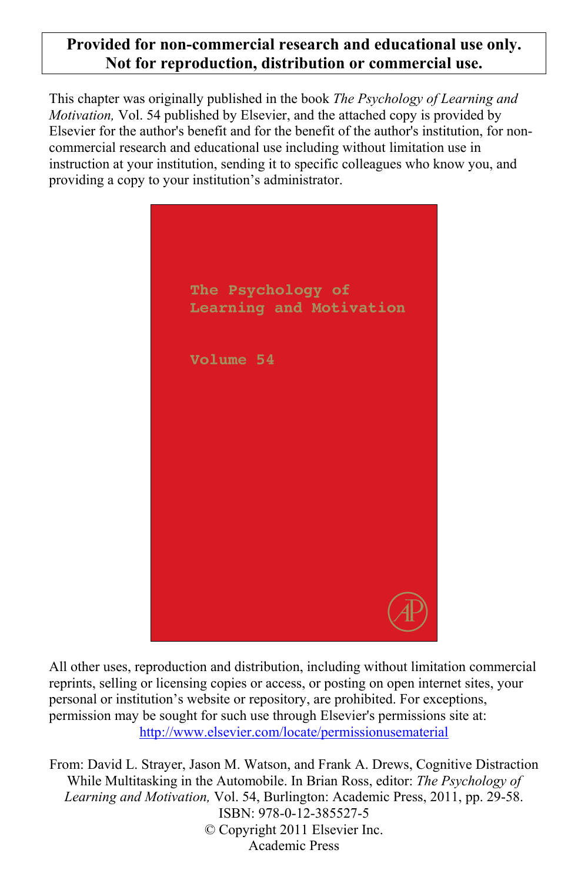**Provided for non-commercial research and educational use only.**
**Not for reproduction, distribution or commercial use.**

This chapter was originally published in the book *The Psychology of Learning and Motivation,* Vol. 54 published by Elsevier, and the attached copy is provided by Elsevier for the author's benefit and for the benefit of the author's institution, for non-commercial research and educational use including without limitation use in instruction at your institution, sending it to specific colleagues who know you, and providing a copy to your institution's administrator.

The Psychology of Learning and Motivation

Volume 54

All other uses, reproduction and distribution, including without limitation commercial reprints, selling or licensing copies or access, or posting on open internet sites, your personal or institution's website or repository, are prohibited. For exceptions, permission may be sought for such use through Elsevier's permissions site at: http://www.elsevier.com/locate/permissionusematerial

From: David L. Strayer, Jason M. Watson, and Frank A. Drews, Cognitive Distraction While Multitasking in the Automobile. In Brian Ross, editor: *The Psychology of Learning and Motivation,* Vol. 54, Burlington: Academic Press, 2011, pp. 29-58.
ISBN: 978-0-12-385527-5
© Copyright 2011 Elsevier Inc.
Academic Press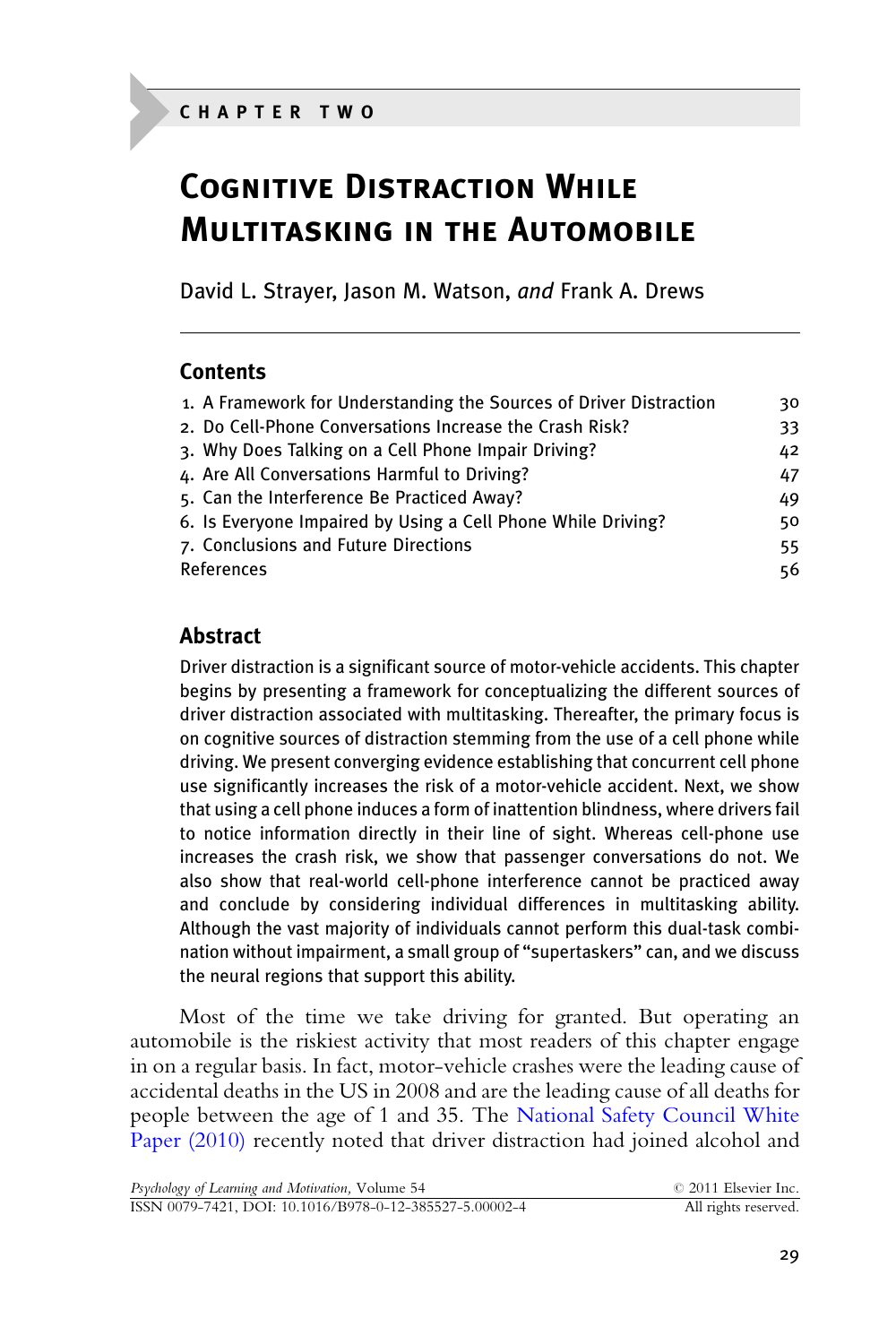CHAPTER TWO

# Cognitive Distraction While Multitasking in the Automobile

David L. Strayer, Jason M. Watson, *and* Frank A. Drews

## Contents

| | |
|---|---|
| 1. A Framework for Understanding the Sources of Driver Distraction | 30 |
| 2. Do Cell-Phone Conversations Increase the Crash Risk? | 33 |
| 3. Why Does Talking on a Cell Phone Impair Driving? | 42 |
| 4. Are All Conversations Harmful to Driving? | 47 |
| 5. Can the Interference Be Practiced Away? | 49 |
| 6. Is Everyone Impaired by Using a Cell Phone While Driving? | 50 |
| 7. Conclusions and Future Directions | 55 |
| References | 56 |

## Abstract

Driver distraction is a significant source of motor-vehicle accidents. This chapter begins by presenting a framework for conceptualizing the different sources of driver distraction associated with multitasking. Thereafter, the primary focus is on cognitive sources of distraction stemming from the use of a cell phone while driving. We present converging evidence establishing that concurrent cell phone use significantly increases the risk of a motor-vehicle accident. Next, we show that using a cell phone induces a form of inattention blindness, where drivers fail to notice information directly in their line of sight. Whereas cell-phone use increases the crash risk, we show that passenger conversations do not. We also show that real-world cell-phone interference cannot be practiced away and conclude by considering individual differences in multitasking ability. Although the vast majority of individuals cannot perform this dual-task combination without impairment, a small group of "supertaskers" can, and we discuss the neural regions that support this ability.

Most of the time we take driving for granted. But operating an automobile is the riskiest activity that most readers of this chapter engage in on a regular basis. In fact, motor-vehicle crashes were the leading cause of accidental deaths in the US in 2008 and are the leading cause of all deaths for people between the age of 1 and 35. The National Safety Council White Paper (2010) recently noted that driver distraction had joined alcohol and

*Psychology of Learning and Motivation*, Volume 54
ISSN 0079-7421, DOI: 10.1016/B978-0-12-385527-5.00002-4

© 2011 Elsevier Inc.
All rights reserved.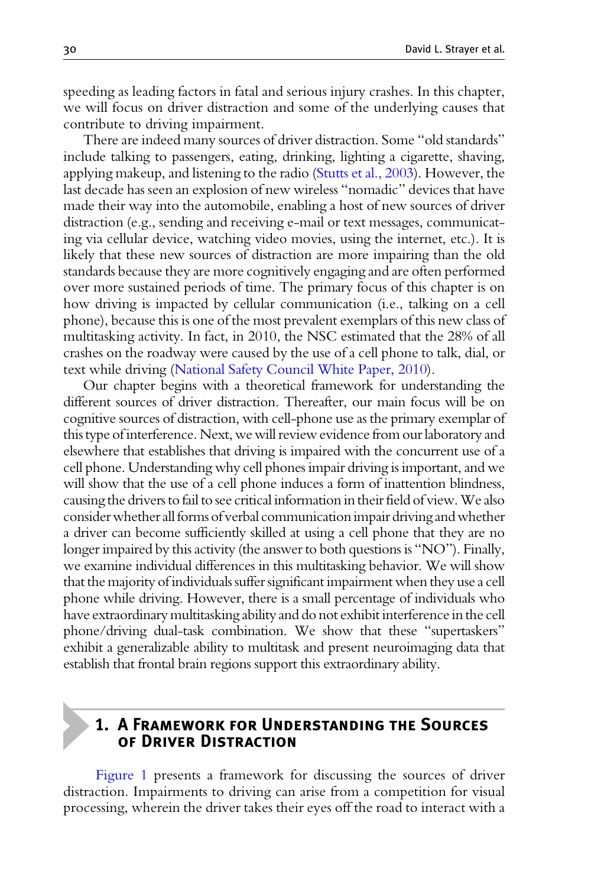speeding as leading factors in fatal and serious injury crashes. In this chapter, we will focus on driver distraction and some of the underlying causes that contribute to driving impairment.

There are indeed many sources of driver distraction. Some "old standards" include talking to passengers, eating, drinking, lighting a cigarette, shaving, applying makeup, and listening to the radio (Stutts et al., 2003). However, the last decade has seen an explosion of new wireless "nomadic" devices that have made their way into the automobile, enabling a host of new sources of driver distraction (e.g., sending and receiving e-mail or text messages, communicating via cellular device, watching video movies, using the internet, etc.). It is likely that these new sources of distraction are more impairing than the old standards because they are more cognitively engaging and are often performed over more sustained periods of time. The primary focus of this chapter is on how driving is impacted by cellular communication (i.e., talking on a cell phone), because this is one of the most prevalent exemplars of this new class of multitasking activity. In fact, in 2010, the NSC estimated that the 28% of all crashes on the roadway were caused by the use of a cell phone to talk, dial, or text while driving (National Safety Council White Paper, 2010).

Our chapter begins with a theoretical framework for understanding the different sources of driver distraction. Thereafter, our main focus will be on cognitive sources of distraction, with cell-phone use as the primary exemplar of this type of interference. Next, we will review evidence from our laboratory and elsewhere that establishes that driving is impaired with the concurrent use of a cell phone. Understanding why cell phones impair driving is important, and we will show that the use of a cell phone induces a form of inattention blindness, causing the drivers to fail to see critical information in their field of view. We also consider whether all forms of verbal communication impair driving and whether a driver can become sufficiently skilled at using a cell phone that they are no longer impaired by this activity (the answer to both questions is "NO"). Finally, we examine individual differences in this multitasking behavior. We will show that the majority of individuals suffer significant impairment when they use a cell phone while driving. However, there is a small percentage of individuals who have extraordinary multitasking ability and do not exhibit interference in the cell phone/driving dual-task combination. We show that these "supertaskers" exhibit a generalizable ability to multitask and present neuroimaging data that establish that frontal brain regions support this extraordinary ability.

## 1. A Framework for Understanding the Sources of Driver Distraction

Figure 1 presents a framework for discussing the sources of driver distraction. Impairments to driving can arise from a competition for visual processing, wherein the driver takes their eyes off the road to interact with a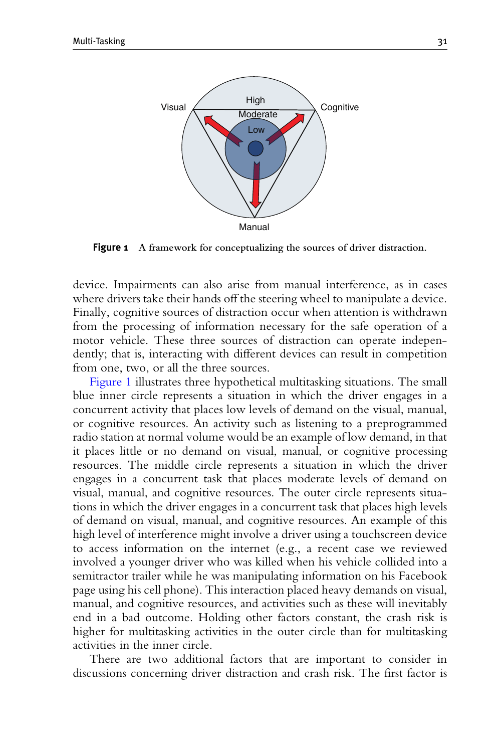**Figure 1** A framework for conceptualizing the sources of driver distraction.

device. Impairments can also arise from manual interference, as in cases where drivers take their hands off the steering wheel to manipulate a device. Finally, cognitive sources of distraction occur when attention is withdrawn from the processing of information necessary for the safe operation of a motor vehicle. These three sources of distraction can operate independently; that is, interacting with different devices can result in competition from one, two, or all the three sources.

Figure 1 illustrates three hypothetical multitasking situations. The small blue inner circle represents a situation in which the driver engages in a concurrent activity that places low levels of demand on the visual, manual, or cognitive resources. An activity such as listening to a preprogrammed radio station at normal volume would be an example of low demand, in that it places little or no demand on visual, manual, or cognitive processing resources. The middle circle represents a situation in which the driver engages in a concurrent task that places moderate levels of demand on visual, manual, and cognitive resources. The outer circle represents situations in which the driver engages in a concurrent task that places high levels of demand on visual, manual, and cognitive resources. An example of this high level of interference might involve a driver using a touchscreen device to access information on the internet (e.g., a recent case we reviewed involved a younger driver who was killed when his vehicle collided into a semitractor trailer while he was manipulating information on his Facebook page using his cell phone). This interaction placed heavy demands on visual, manual, and cognitive resources, and activities such as these will inevitably end in a bad outcome. Holding other factors constant, the crash risk is higher for multitasking activities in the outer circle than for multitasking activities in the inner circle.

There are two additional factors that are important to consider in discussions concerning driver distraction and crash risk. The first factor is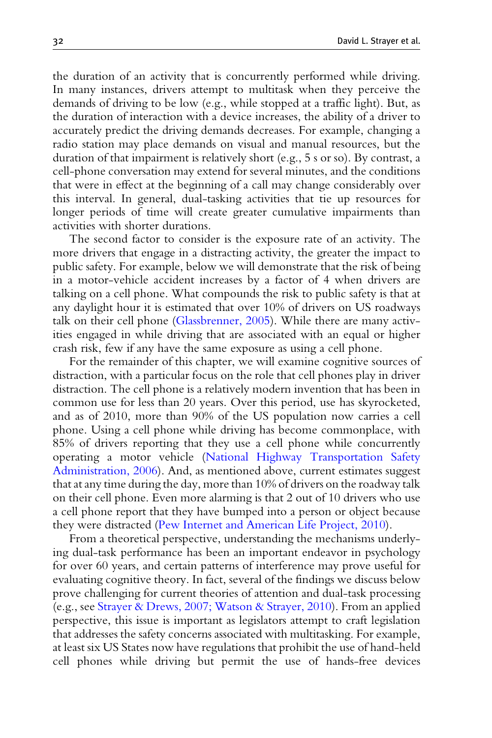the duration of an activity that is concurrently performed while driving. In many instances, drivers attempt to multitask when they perceive the demands of driving to be low (e.g., while stopped at a traffic light). But, as the duration of interaction with a device increases, the ability of a driver to accurately predict the driving demands decreases. For example, changing a radio station may place demands on visual and manual resources, but the duration of that impairment is relatively short (e.g., 5 s or so). By contrast, a cell-phone conversation may extend for several minutes, and the conditions that were in effect at the beginning of a call may change considerably over this interval. In general, dual-tasking activities that tie up resources for longer periods of time will create greater cumulative impairments than activities with shorter durations.

The second factor to consider is the exposure rate of an activity. The more drivers that engage in a distracting activity, the greater the impact to public safety. For example, below we will demonstrate that the risk of being in a motor-vehicle accident increases by a factor of 4 when drivers are talking on a cell phone. What compounds the risk to public safety is that at any daylight hour it is estimated that over 10% of drivers on US roadways talk on their cell phone (Glassbrenner, 2005). While there are many activities engaged in while driving that are associated with an equal or higher crash risk, few if any have the same exposure as using a cell phone.

For the remainder of this chapter, we will examine cognitive sources of distraction, with a particular focus on the role that cell phones play in driver distraction. The cell phone is a relatively modern invention that has been in common use for less than 20 years. Over this period, use has skyrocketed, and as of 2010, more than 90% of the US population now carries a cell phone. Using a cell phone while driving has become commonplace, with 85% of drivers reporting that they use a cell phone while concurrently operating a motor vehicle (National Highway Transportation Safety Administration, 2006). And, as mentioned above, current estimates suggest that at any time during the day, more than 10% of drivers on the roadway talk on their cell phone. Even more alarming is that 2 out of 10 drivers who use a cell phone report that they have bumped into a person or object because they were distracted (Pew Internet and American Life Project, 2010).

From a theoretical perspective, understanding the mechanisms underlying dual-task performance has been an important endeavor in psychology for over 60 years, and certain patterns of interference may prove useful for evaluating cognitive theory. In fact, several of the findings we discuss below prove challenging for current theories of attention and dual-task processing (e.g., see Strayer & Drews, 2007; Watson & Strayer, 2010). From an applied perspective, this issue is important as legislators attempt to craft legislation that addresses the safety concerns associated with multitasking. For example, at least six US States now have regulations that prohibit the use of hand-held cell phones while driving but permit the use of hands-free devices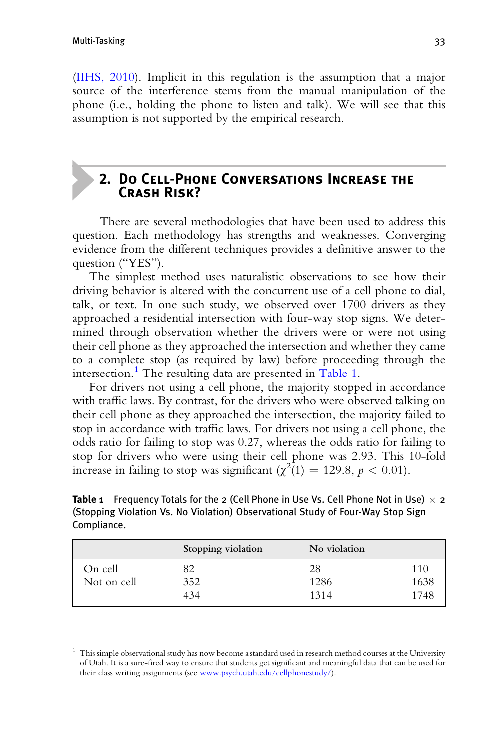(IIHS, 2010). Implicit in this regulation is the assumption that a major source of the interference stems from the manual manipulation of the phone (i.e., holding the phone to listen and talk). We will see that this assumption is not supported by the empirical research.

## 2. Do Cell-Phone Conversations Increase the Crash Risk?

There are several methodologies that have been used to address this question. Each methodology has strengths and weaknesses. Converging evidence from the different techniques provides a definitive answer to the question ("YES").

The simplest method uses naturalistic observations to see how their driving behavior is altered with the concurrent use of a cell phone to dial, talk, or text. In one such study, we observed over 1700 drivers as they approached a residential intersection with four-way stop signs. We determined through observation whether the drivers were or were not using their cell phone as they approached the intersection and whether they came to a complete stop (as required by law) before proceeding through the intersection.[1] The resulting data are presented in Table 1.

For drivers not using a cell phone, the majority stopped in accordance with traffic laws. By contrast, for the drivers who were observed talking on their cell phone as they approached the intersection, the majority failed to stop in accordance with traffic laws. For drivers not using a cell phone, the odds ratio for failing to stop was 0.27, whereas the odds ratio for failing to stop for drivers who were using their cell phone was 2.93. This 10-fold increase in failing to stop was significant ($\chi^2(1) = 129.8$, $p < 0.01$).

**Table 1** Frequency Totals for the 2 (Cell Phone in Use Vs. Cell Phone Not in Use) $\times$ 2 (Stopping Violation Vs. No Violation) Observational Study of Four-Way Stop Sign Compliance.

| | Stopping violation | No violation | |
|---|---|---|---|
| On cell | 82 | 28 | 110 |
| Not on cell | 352 | 1286 | 1638 |
| | 434 | 1314 | 1748 |

[1] This simple observational study has now become a standard used in research method courses at the University of Utah. It is a sure-fired way to ensure that students get significant and meaningful data that can be used for their class writing assignments (see www.psych.utah.edu/cellphonestudy/).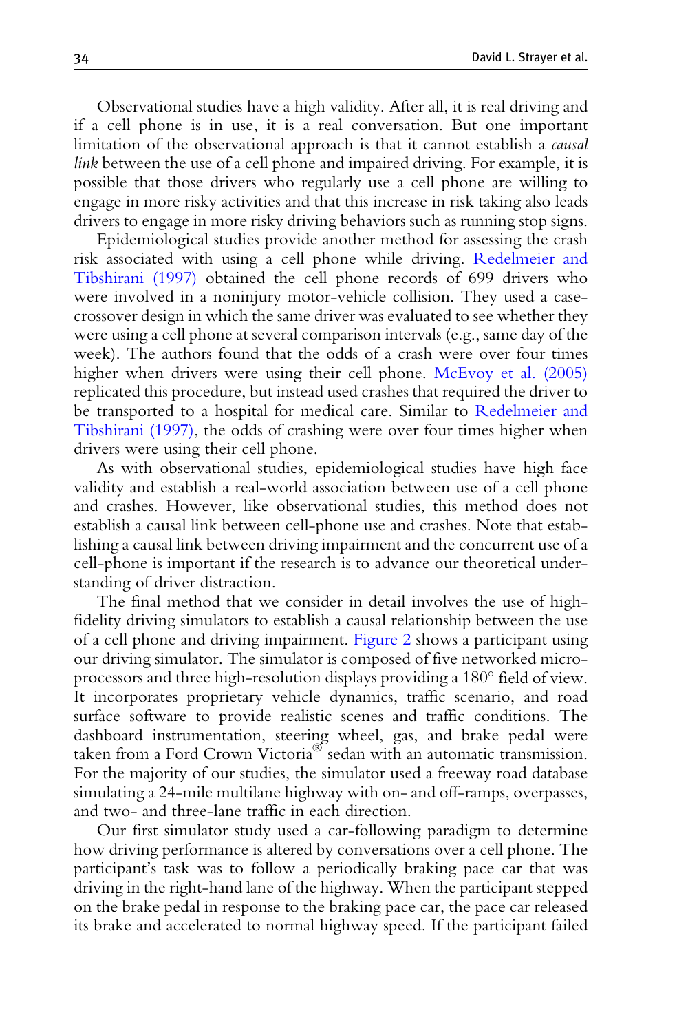Observational studies have a high validity. After all, it is real driving and if a cell phone is in use, it is a real conversation. But one important limitation of the observational approach is that it cannot establish a *causal link* between the use of a cell phone and impaired driving. For example, it is possible that those drivers who regularly use a cell phone are willing to engage in more risky activities and that this increase in risk taking also leads drivers to engage in more risky driving behaviors such as running stop signs.

Epidemiological studies provide another method for assessing the crash risk associated with using a cell phone while driving. Redelmeier and Tibshirani (1997) obtained the cell phone records of 699 drivers who were involved in a noninjury motor-vehicle collision. They used a case-crossover design in which the same driver was evaluated to see whether they were using a cell phone at several comparison intervals (e.g., same day of the week). The authors found that the odds of a crash were over four times higher when drivers were using their cell phone. McEvoy et al. (2005) replicated this procedure, but instead used crashes that required the driver to be transported to a hospital for medical care. Similar to Redelmeier and Tibshirani (1997), the odds of crashing were over four times higher when drivers were using their cell phone.

As with observational studies, epidemiological studies have high face validity and establish a real-world association between use of a cell phone and crashes. However, like observational studies, this method does not establish a causal link between cell-phone use and crashes. Note that establishing a causal link between driving impairment and the concurrent use of a cell-phone is important if the research is to advance our theoretical understanding of driver distraction.

The final method that we consider in detail involves the use of high-fidelity driving simulators to establish a causal relationship between the use of a cell phone and driving impairment. Figure 2 shows a participant using our driving simulator. The simulator is composed of five networked microprocessors and three high-resolution displays providing a 180° field of view. It incorporates proprietary vehicle dynamics, traffic scenario, and road surface software to provide realistic scenes and traffic conditions. The dashboard instrumentation, steering wheel, gas, and brake pedal were taken from a Ford Crown Victoria® sedan with an automatic transmission. For the majority of our studies, the simulator used a freeway road database simulating a 24-mile multilane highway with on- and off-ramps, overpasses, and two- and three-lane traffic in each direction.

Our first simulator study used a car-following paradigm to determine how driving performance is altered by conversations over a cell phone. The participant's task was to follow a periodically braking pace car that was driving in the right-hand lane of the highway. When the participant stepped on the brake pedal in response to the braking pace car, the pace car released its brake and accelerated to normal highway speed. If the participant failed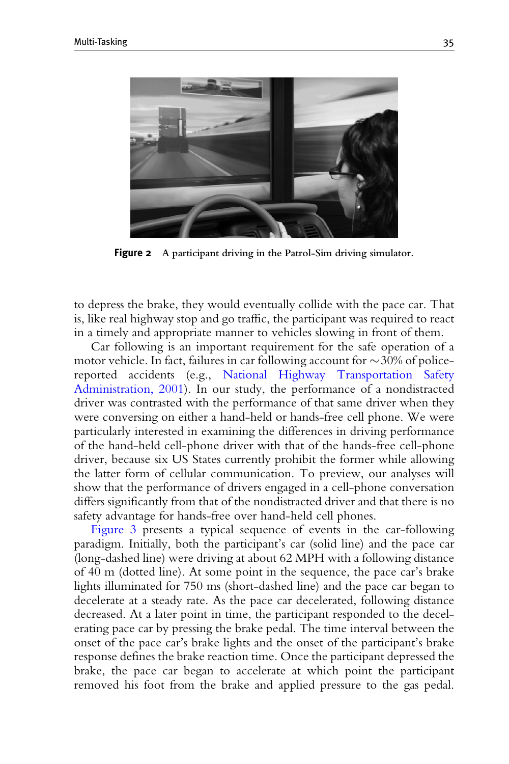**Figure 2** A participant driving in the Patrol-Sim driving simulator.

to depress the brake, they would eventually collide with the pace car. That is, like real highway stop and go traffic, the participant was required to react in a timely and appropriate manner to vehicles slowing in front of them.

Car following is an important requirement for the safe operation of a motor vehicle. In fact, failures in car following account for ~30% of police-reported accidents (e.g., National Highway Transportation Safety Administration, 2001). In our study, the performance of a nondistracted driver was contrasted with the performance of that same driver when they were conversing on either a hand-held or hands-free cell phone. We were particularly interested in examining the differences in driving performance of the hand-held cell-phone driver with that of the hands-free cell-phone driver, because six US States currently prohibit the former while allowing the latter form of cellular communication. To preview, our analyses will show that the performance of drivers engaged in a cell-phone conversation differs significantly from that of the nondistracted driver and that there is no safety advantage for hands-free over hand-held cell phones.

Figure 3 presents a typical sequence of events in the car-following paradigm. Initially, both the participant's car (solid line) and the pace car (long-dashed line) were driving at about 62 MPH with a following distance of 40 m (dotted line). At some point in the sequence, the pace car's brake lights illuminated for 750 ms (short-dashed line) and the pace car began to decelerate at a steady rate. As the pace car decelerated, following distance decreased. At a later point in time, the participant responded to the decelerating pace car by pressing the brake pedal. The time interval between the onset of the pace car's brake lights and the onset of the participant's brake response defines the brake reaction time. Once the participant depressed the brake, the pace car began to accelerate at which point the participant removed his foot from the brake and applied pressure to the gas pedal.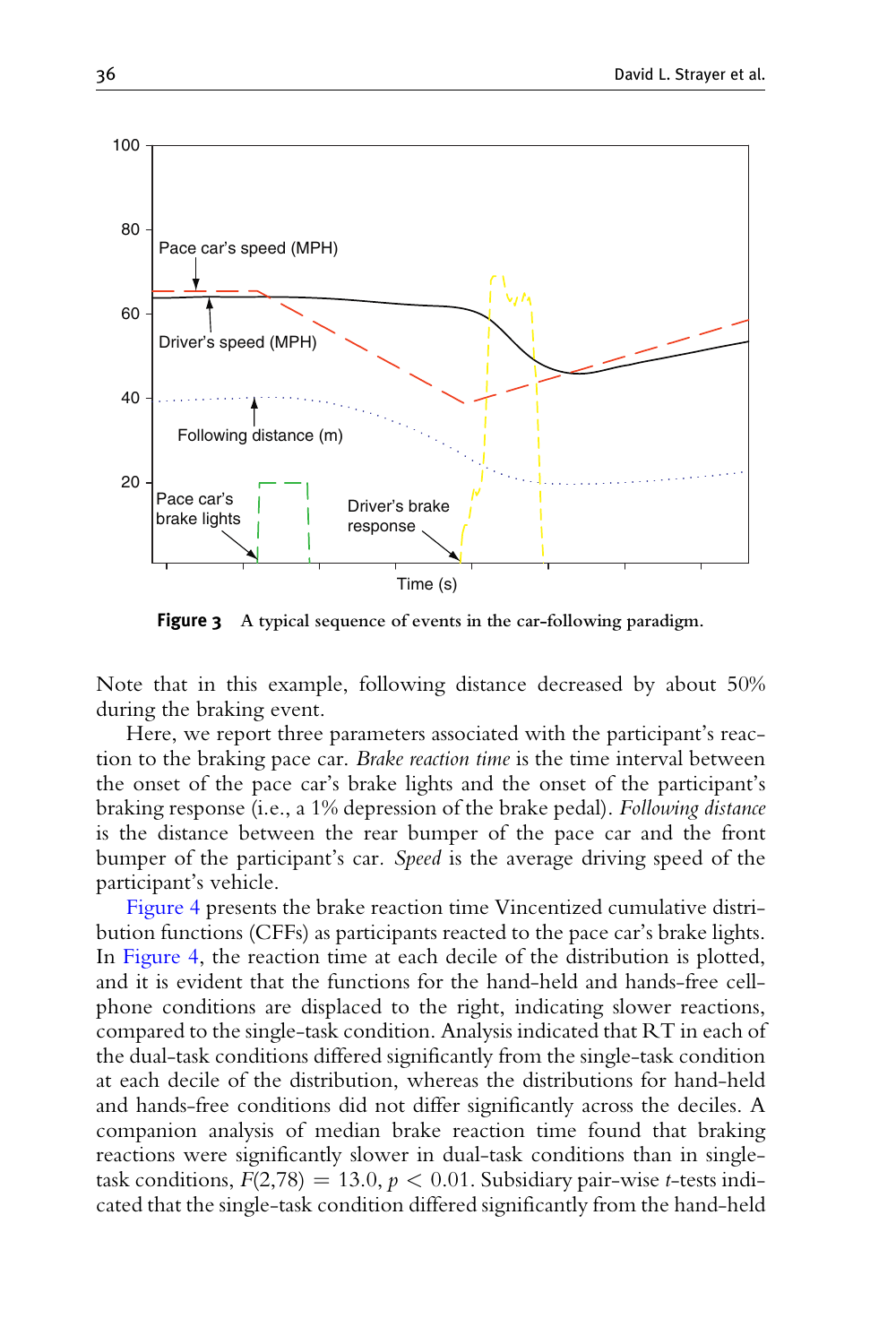**Figure 3** A typical sequence of events in the car-following paradigm.

Note that in this example, following distance decreased by about 50% during the braking event.

Here, we report three parameters associated with the participant's reaction to the braking pace car. *Brake reaction time* is the time interval between the onset of the pace car's brake lights and the onset of the participant's braking response (i.e., a 1% depression of the brake pedal). *Following distance* is the distance between the rear bumper of the pace car and the front bumper of the participant's car. *Speed* is the average driving speed of the participant's vehicle.

Figure 4 presents the brake reaction time Vincentized cumulative distribution functions (CFFs) as participants reacted to the pace car's brake lights. In Figure 4, the reaction time at each decile of the distribution is plotted, and it is evident that the functions for the hand-held and hands-free cell-phone conditions are displaced to the right, indicating slower reactions, compared to the single-task condition. Analysis indicated that RT in each of the dual-task conditions differed significantly from the single-task condition at each decile of the distribution, whereas the distributions for hand-held and hands-free conditions did not differ significantly across the deciles. A companion analysis of median brake reaction time found that braking reactions were significantly slower in dual-task conditions than in single-task conditions, $F(2,78) = 13.0$, $p < 0.01$. Subsidiary pair-wise $t$-tests indicated that the single-task condition differed significantly from the hand-held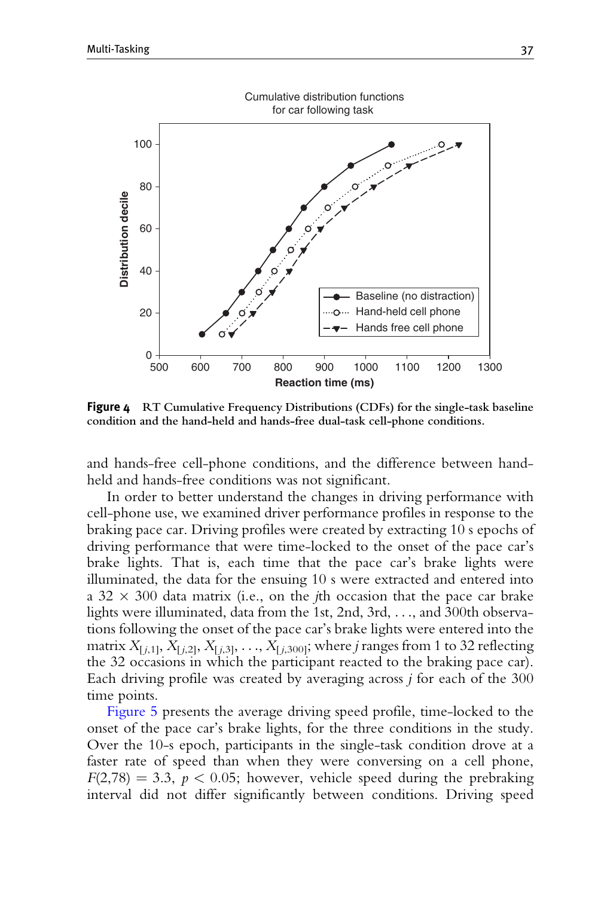**Figure 4** RT Cumulative Frequency Distributions (CDFs) for the single-task baseline condition and the hand-held and hands-free dual-task cell-phone conditions.

and hands-free cell-phone conditions, and the difference between hand-held and hands-free conditions was not significant.

In order to better understand the changes in driving performance with cell-phone use, we examined driver performance profiles in response to the braking pace car. Driving profiles were created by extracting 10 s epochs of driving performance that were time-locked to the onset of the pace car's brake lights. That is, each time that the pace car's brake lights were illuminated, the data for the ensuing 10 s were extracted and entered into a 32 × 300 data matrix (i.e., on the *j*th occasion that the pace car brake lights were illuminated, data from the 1st, 2nd, 3rd, . . ., and 300th observations following the onset of the pace car's brake lights were entered into the matrix $X_{[j,1]}$, $X_{[j,2]}$, $X_{[j,3]}$, . . ., $X_{[j,300]}$; where *j* ranges from 1 to 32 reflecting the 32 occasions in which the participant reacted to the braking pace car). Each driving profile was created by averaging across *j* for each of the 300 time points.

Figure 5 presents the average driving speed profile, time-locked to the onset of the pace car's brake lights, for the three conditions in the study. Over the 10-s epoch, participants in the single-task condition drove at a faster rate of speed than when they were conversing on a cell phone, $F(2,78) = 3.3$, $p < 0.05$; however, vehicle speed during the prebraking interval did not differ significantly between conditions. Driving speed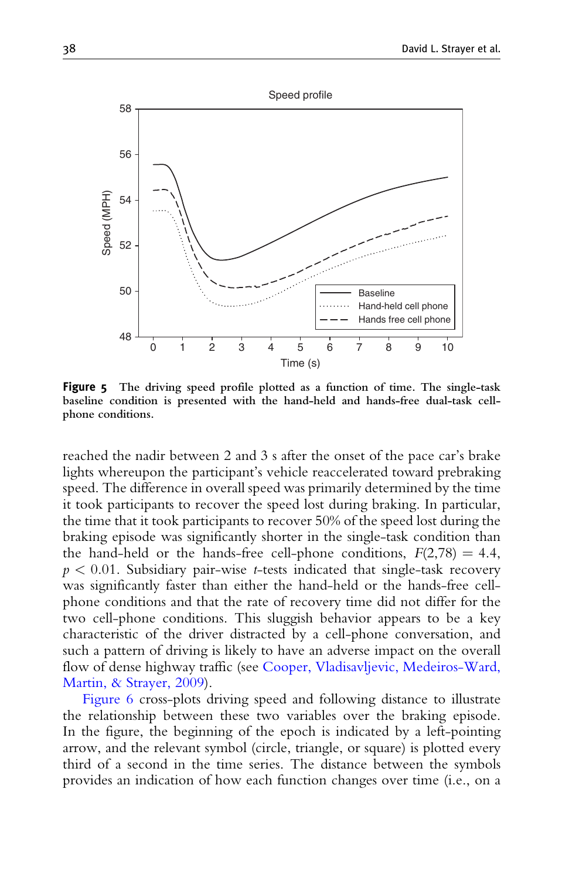**Figure 5** The driving speed profile plotted as a function of time. The single-task baseline condition is presented with the hand-held and hands-free dual-task cell-phone conditions.

reached the nadir between 2 and 3 s after the onset of the pace car's brake lights whereupon the participant's vehicle reaccelerated toward prebraking speed. The difference in overall speed was primarily determined by the time it took participants to recover the speed lost during braking. In particular, the time that it took participants to recover 50% of the speed lost during the braking episode was significantly shorter in the single-task condition than the hand-held or the hands-free cell-phone conditions, $F(2,78) = 4.4$, $p < 0.01$. Subsidiary pair-wise *t*-tests indicated that single-task recovery was significantly faster than either the hand-held or the hands-free cell-phone conditions and that the rate of recovery time did not differ for the two cell-phone conditions. This sluggish behavior appears to be a key characteristic of the driver distracted by a cell-phone conversation, and such a pattern of driving is likely to have an adverse impact on the overall flow of dense highway traffic (see Cooper, Vladisavljevic, Medeiros-Ward, Martin, & Strayer, 2009).

Figure 6 cross-plots driving speed and following distance to illustrate the relationship between these two variables over the braking episode. In the figure, the beginning of the epoch is indicated by a left-pointing arrow, and the relevant symbol (circle, triangle, or square) is plotted every third of a second in the time series. The distance between the symbols provides an indication of how each function changes over time (i.e., on a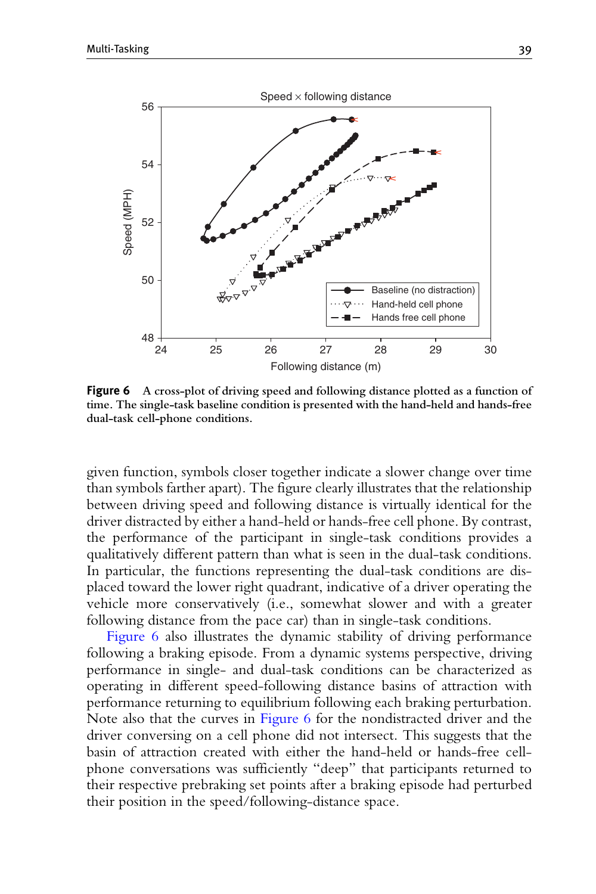**Figure 6** A cross-plot of driving speed and following distance plotted as a function of time. The single-task baseline condition is presented with the hand-held and hands-free dual-task cell-phone conditions.

given function, symbols closer together indicate a slower change over time than symbols farther apart). The figure clearly illustrates that the relationship between driving speed and following distance is virtually identical for the driver distracted by either a hand-held or hands-free cell phone. By contrast, the performance of the participant in single-task conditions provides a qualitatively different pattern than what is seen in the dual-task conditions. In particular, the functions representing the dual-task conditions are displaced toward the lower right quadrant, indicative of a driver operating the vehicle more conservatively (i.e., somewhat slower and with a greater following distance from the pace car) than in single-task conditions.

Figure 6 also illustrates the dynamic stability of driving performance following a braking episode. From a dynamic systems perspective, driving performance in single- and dual-task conditions can be characterized as operating in different speed-following distance basins of attraction with performance returning to equilibrium following each braking perturbation. Note also that the curves in Figure 6 for the nondistracted driver and the driver conversing on a cell phone did not intersect. This suggests that the basin of attraction created with either the hand-held or hands-free cell-phone conversations was sufficiently "deep" that participants returned to their respective prebraking set points after a braking episode had perturbed their position in the speed/following-distance space.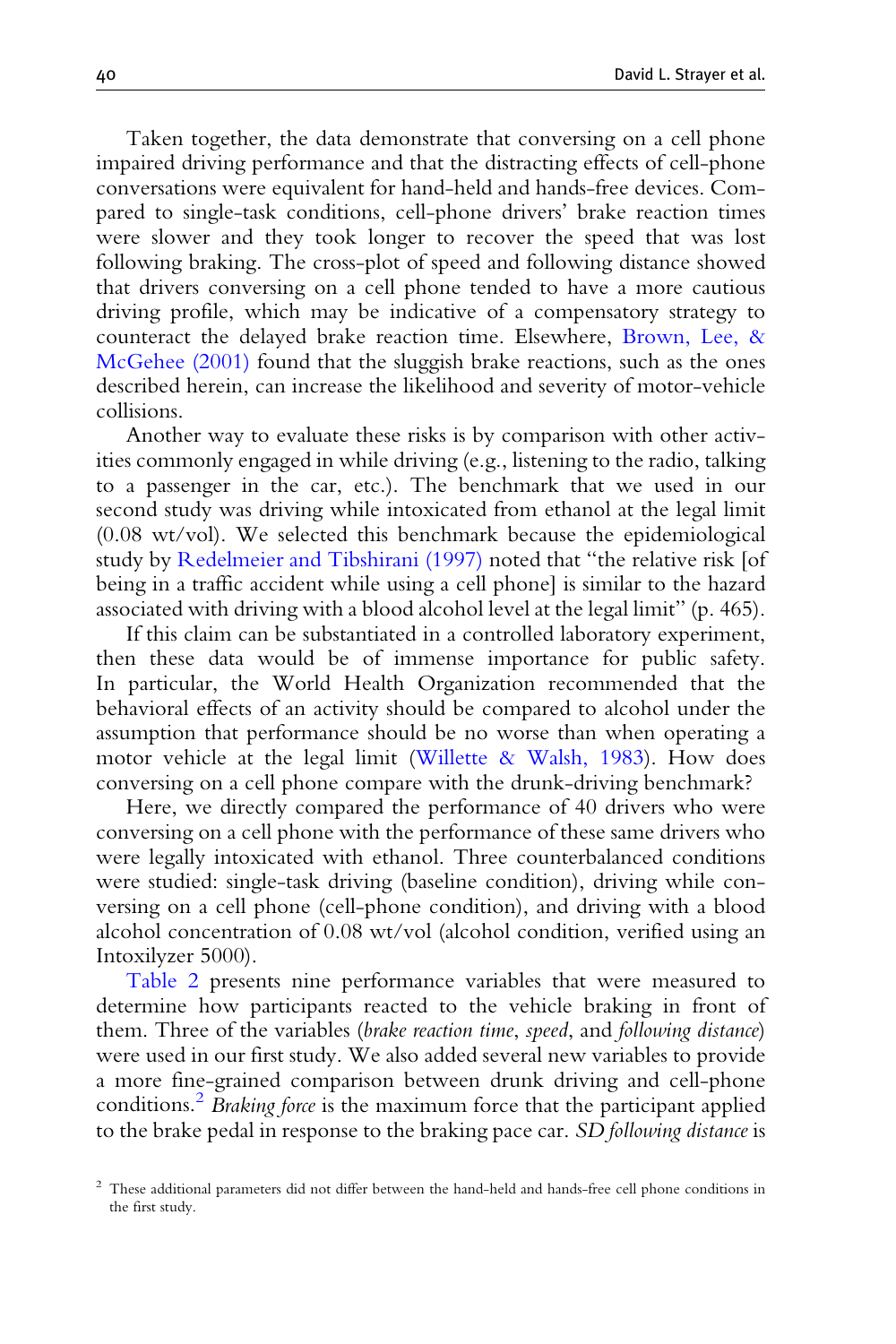Taken together, the data demonstrate that conversing on a cell phone impaired driving performance and that the distracting effects of cell-phone conversations were equivalent for hand-held and hands-free devices. Compared to single-task conditions, cell-phone drivers' brake reaction times were slower and they took longer to recover the speed that was lost following braking. The cross-plot of speed and following distance showed that drivers conversing on a cell phone tended to have a more cautious driving profile, which may be indicative of a compensatory strategy to counteract the delayed brake reaction time. Elsewhere, Brown, Lee, & McGehee (2001) found that the sluggish brake reactions, such as the ones described herein, can increase the likelihood and severity of motor-vehicle collisions.

Another way to evaluate these risks is by comparison with other activities commonly engaged in while driving (e.g., listening to the radio, talking to a passenger in the car, etc.). The benchmark that we used in our second study was driving while intoxicated from ethanol at the legal limit (0.08 wt/vol). We selected this benchmark because the epidemiological study by Redelmeier and Tibshirani (1997) noted that "the relative risk [of being in a traffic accident while using a cell phone] is similar to the hazard associated with driving with a blood alcohol level at the legal limit" (p. 465).

If this claim can be substantiated in a controlled laboratory experiment, then these data would be of immense importance for public safety. In particular, the World Health Organization recommended that the behavioral effects of an activity should be compared to alcohol under the assumption that performance should be no worse than when operating a motor vehicle at the legal limit (Willette & Walsh, 1983). How does conversing on a cell phone compare with the drunk-driving benchmark?

Here, we directly compared the performance of 40 drivers who were conversing on a cell phone with the performance of these same drivers who were legally intoxicated with ethanol. Three counterbalanced conditions were studied: single-task driving (baseline condition), driving while conversing on a cell phone (cell-phone condition), and driving with a blood alcohol concentration of 0.08 wt/vol (alcohol condition, verified using an Intoxilyzer 5000).

Table 2 presents nine performance variables that were measured to determine how participants reacted to the vehicle braking in front of them. Three of the variables (*brake reaction time*, *speed*, and *following distance*) were used in our first study. We also added several new variables to provide a more fine-grained comparison between drunk driving and cell-phone conditions.[2] *Braking force* is the maximum force that the participant applied to the brake pedal in response to the braking pace car. *SD following distance* is

[2] These additional parameters did not differ between the hand-held and hands-free cell phone conditions in the first study.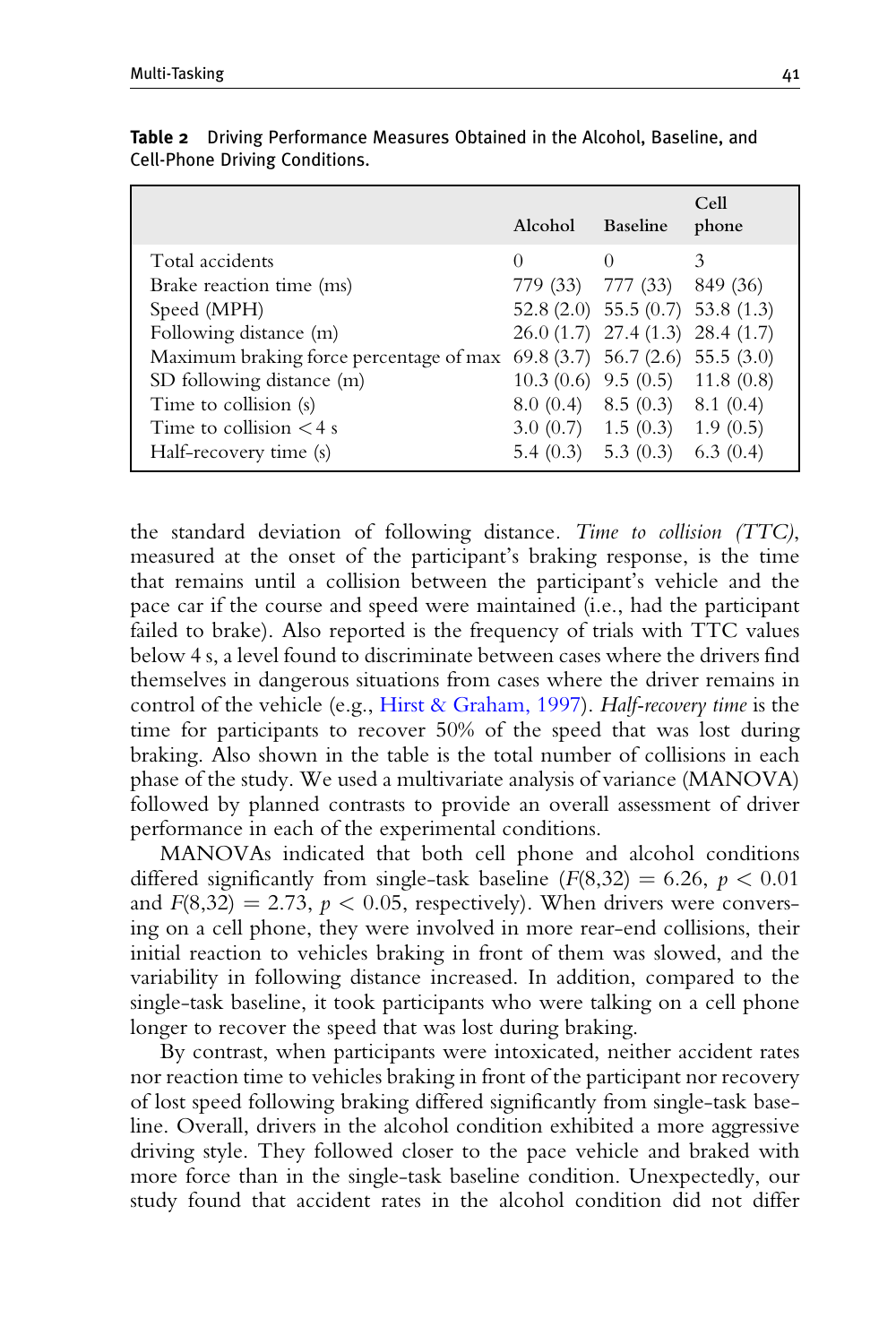**Table 2** Driving Performance Measures Obtained in the Alcohol, Baseline, and Cell-Phone Driving Conditions.

| | Alcohol | Baseline | Cell phone |
|---|---|---|---|
| Total accidents | 0 | 0 | 3 |
| Brake reaction time (ms) | 779 (33) | 777 (33) | 849 (36) |
| Speed (MPH) | 52.8 (2.0) | 55.5 (0.7) | 53.8 (1.3) |
| Following distance (m) | 26.0 (1.7) | 27.4 (1.3) | 28.4 (1.7) |
| Maximum braking force percentage of max | 69.8 (3.7) | 56.7 (2.6) | 55.5 (3.0) |
| SD following distance (m) | 10.3 (0.6) | 9.5 (0.5) | 11.8 (0.8) |
| Time to collision (s) | 8.0 (0.4) | 8.5 (0.3) | 8.1 (0.4) |
| Time to collision < 4 s | 3.0 (0.7) | 1.5 (0.3) | 1.9 (0.5) |
| Half-recovery time (s) | 5.4 (0.3) | 5.3 (0.3) | 6.3 (0.4) |

the standard deviation of following distance. *Time to collision (TTC)*, measured at the onset of the participant's braking response, is the time that remains until a collision between the participant's vehicle and the pace car if the course and speed were maintained (i.e., had the participant failed to brake). Also reported is the frequency of trials with TTC values below 4 s, a level found to discriminate between cases where the drivers find themselves in dangerous situations from cases where the driver remains in control of the vehicle (e.g., Hirst & Graham, 1997). *Half-recovery time* is the time for participants to recover 50% of the speed that was lost during braking. Also shown in the table is the total number of collisions in each phase of the study. We used a multivariate analysis of variance (MANOVA) followed by planned contrasts to provide an overall assessment of driver performance in each of the experimental conditions.

MANOVAs indicated that both cell phone and alcohol conditions differed significantly from single-task baseline ($F(8,32) = 6.26$, $p < 0.01$ and $F(8,32) = 2.73$, $p < 0.05$, respectively). When drivers were conversing on a cell phone, they were involved in more rear-end collisions, their initial reaction to vehicles braking in front of them was slowed, and the variability in following distance increased. In addition, compared to the single-task baseline, it took participants who were talking on a cell phone longer to recover the speed that was lost during braking.

By contrast, when participants were intoxicated, neither accident rates nor reaction time to vehicles braking in front of the participant nor recovery of lost speed following braking differed significantly from single-task baseline. Overall, drivers in the alcohol condition exhibited a more aggressive driving style. They followed closer to the pace vehicle and braked with more force than in the single-task baseline condition. Unexpectedly, our study found that accident rates in the alcohol condition did not differ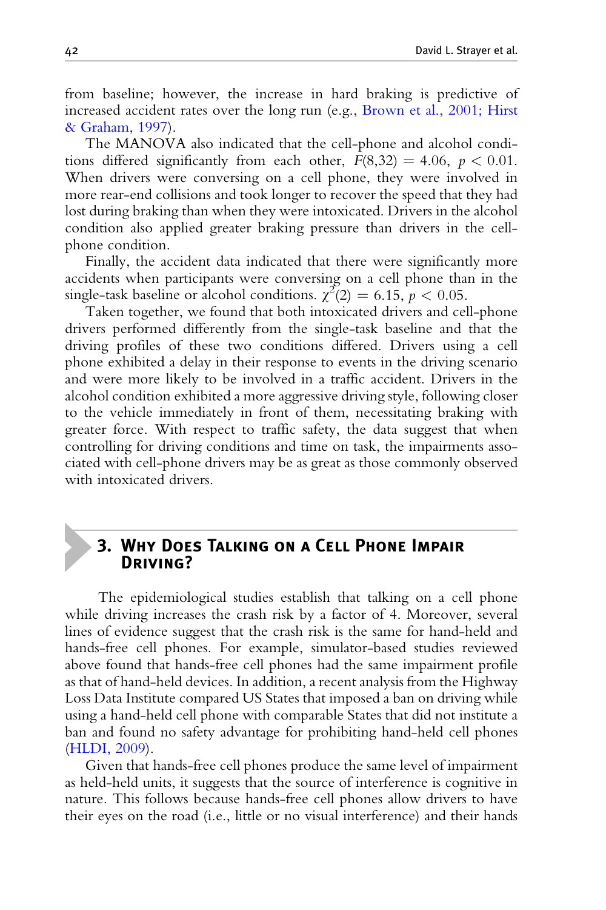from baseline; however, the increase in hard braking is predictive of increased accident rates over the long run (e.g., Brown et al., 2001; Hirst & Graham, 1997).

The MANOVA also indicated that the cell-phone and alcohol conditions differed significantly from each other, $F(8,32) = 4.06$, $p < 0.01$. When drivers were conversing on a cell phone, they were involved in more rear-end collisions and took longer to recover the speed that they had lost during braking than when they were intoxicated. Drivers in the alcohol condition also applied greater braking pressure than drivers in the cell-phone condition.

Finally, the accident data indicated that there were significantly more accidents when participants were conversing on a cell phone than in the single-task baseline or alcohol conditions. $\chi^2(2) = 6.15$, $p < 0.05$.

Taken together, we found that both intoxicated drivers and cell-phone drivers performed differently from the single-task baseline and that the driving profiles of these two conditions differed. Drivers using a cell phone exhibited a delay in their response to events in the driving scenario and were more likely to be involved in a traffic accident. Drivers in the alcohol condition exhibited a more aggressive driving style, following closer to the vehicle immediately in front of them, necessitating braking with greater force. With respect to traffic safety, the data suggest that when controlling for driving conditions and time on task, the impairments associated with cell-phone drivers may be as great as those commonly observed with intoxicated drivers.

## 3. Why Does Talking on a Cell Phone Impair Driving?

The epidemiological studies establish that talking on a cell phone while driving increases the crash risk by a factor of 4. Moreover, several lines of evidence suggest that the crash risk is the same for hand-held and hands-free cell phones. For example, simulator-based studies reviewed above found that hands-free cell phones had the same impairment profile as that of hand-held devices. In addition, a recent analysis from the Highway Loss Data Institute compared US States that imposed a ban on driving while using a hand-held cell phone with comparable States that did not institute a ban and found no safety advantage for prohibiting hand-held cell phones (HLDI, 2009).

Given that hands-free cell phones produce the same level of impairment as held-held units, it suggests that the source of interference is cognitive in nature. This follows because hands-free cell phones allow drivers to have their eyes on the road (i.e., little or no visual interference) and their hands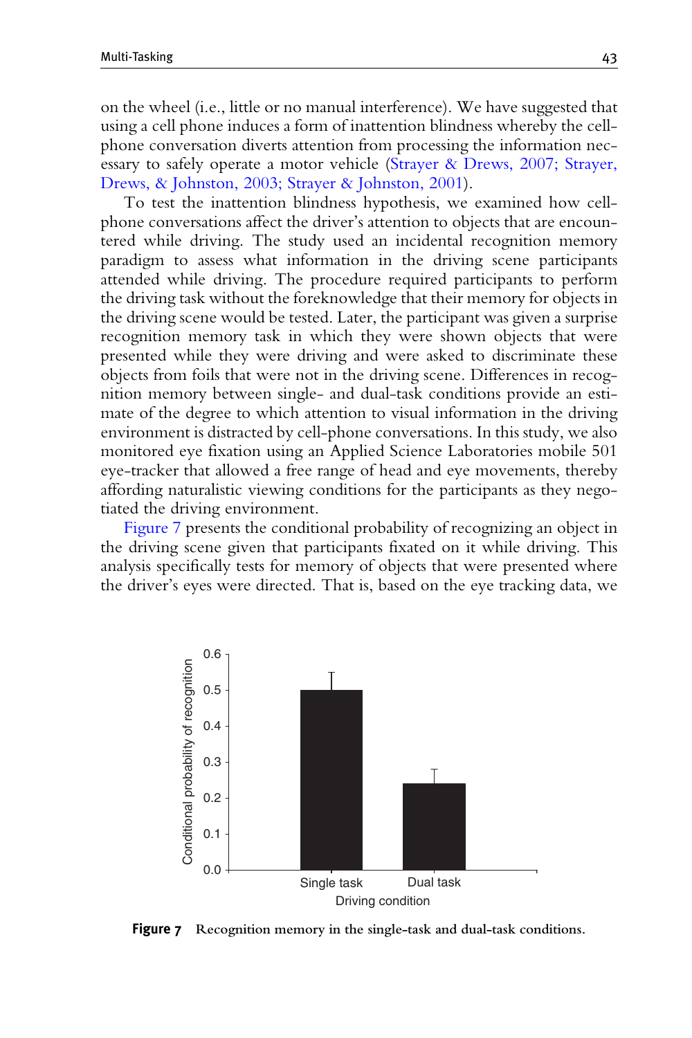on the wheel (i.e., little or no manual interference). We have suggested that using a cell phone induces a form of inattention blindness whereby the cell-phone conversation diverts attention from processing the information necessary to safely operate a motor vehicle (Strayer & Drews, 2007; Strayer, Drews, & Johnston, 2003; Strayer & Johnston, 2001).

To test the inattention blindness hypothesis, we examined how cell-phone conversations affect the driver's attention to objects that are encountered while driving. The study used an incidental recognition memory paradigm to assess what information in the driving scene participants attended while driving. The procedure required participants to perform the driving task without the foreknowledge that their memory for objects in the driving scene would be tested. Later, the participant was given a surprise recognition memory task in which they were shown objects that were presented while they were driving and were asked to discriminate these objects from foils that were not in the driving scene. Differences in recognition memory between single- and dual-task conditions provide an estimate of the degree to which attention to visual information in the driving environment is distracted by cell-phone conversations. In this study, we also monitored eye fixation using an Applied Science Laboratories mobile 501 eye-tracker that allowed a free range of head and eye movements, thereby affording naturalistic viewing conditions for the participants as they negotiated the driving environment.

Figure 7 presents the conditional probability of recognizing an object in the driving scene given that participants fixated on it while driving. This analysis specifically tests for memory of objects that were presented where the driver's eyes were directed. That is, based on the eye tracking data, we

**Figure 7** Recognition memory in the single-task and dual-task conditions.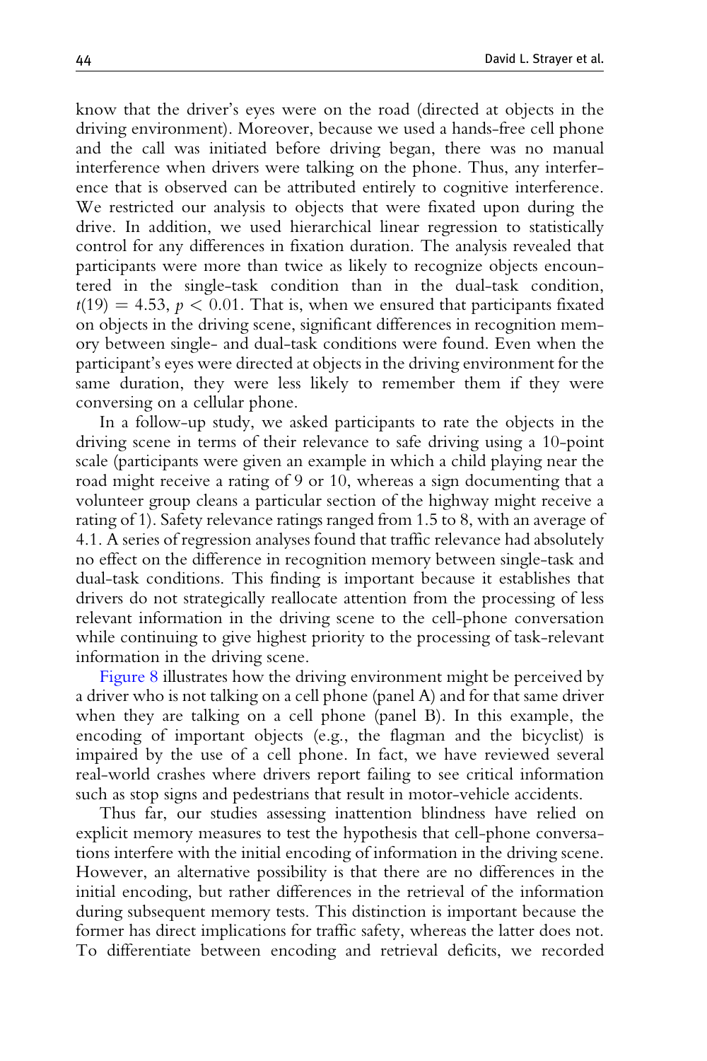know that the driver's eyes were on the road (directed at objects in the driving environment). Moreover, because we used a hands-free cell phone and the call was initiated before driving began, there was no manual interference when drivers were talking on the phone. Thus, any interference that is observed can be attributed entirely to cognitive interference. We restricted our analysis to objects that were fixated upon during the drive. In addition, we used hierarchical linear regression to statistically control for any differences in fixation duration. The analysis revealed that participants were more than twice as likely to recognize objects encountered in the single-task condition than in the dual-task condition, $t(19) = 4.53$, $p < 0.01$. That is, when we ensured that participants fixated on objects in the driving scene, significant differences in recognition memory between single- and dual-task conditions were found. Even when the participant's eyes were directed at objects in the driving environment for the same duration, they were less likely to remember them if they were conversing on a cellular phone.

In a follow-up study, we asked participants to rate the objects in the driving scene in terms of their relevance to safe driving using a 10-point scale (participants were given an example in which a child playing near the road might receive a rating of 9 or 10, whereas a sign documenting that a volunteer group cleans a particular section of the highway might receive a rating of 1). Safety relevance ratings ranged from 1.5 to 8, with an average of 4.1. A series of regression analyses found that traffic relevance had absolutely no effect on the difference in recognition memory between single-task and dual-task conditions. This finding is important because it establishes that drivers do not strategically reallocate attention from the processing of less relevant information in the driving scene to the cell-phone conversation while continuing to give highest priority to the processing of task-relevant information in the driving scene.

Figure 8 illustrates how the driving environment might be perceived by a driver who is not talking on a cell phone (panel A) and for that same driver when they are talking on a cell phone (panel B). In this example, the encoding of important objects (e.g., the flagman and the bicyclist) is impaired by the use of a cell phone. In fact, we have reviewed several real-world crashes where drivers report failing to see critical information such as stop signs and pedestrians that result in motor-vehicle accidents.

Thus far, our studies assessing inattention blindness have relied on explicit memory measures to test the hypothesis that cell-phone conversations interfere with the initial encoding of information in the driving scene. However, an alternative possibility is that there are no differences in the initial encoding, but rather differences in the retrieval of the information during subsequent memory tests. This distinction is important because the former has direct implications for traffic safety, whereas the latter does not. To differentiate between encoding and retrieval deficits, we recorded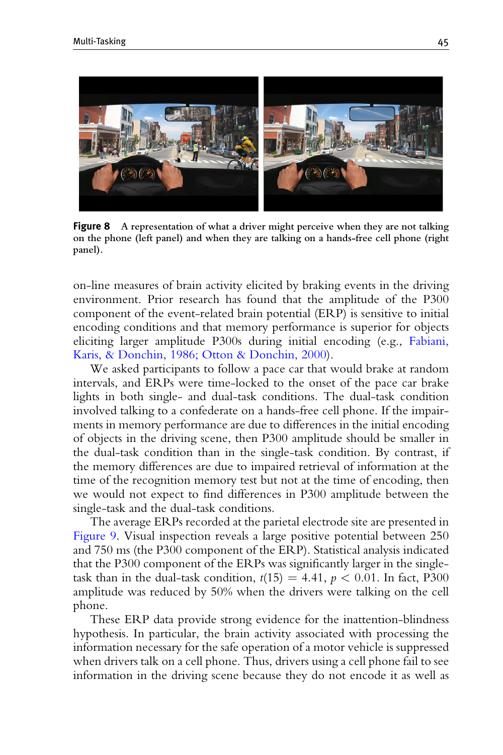**Figure 8** A representation of what a driver might perceive when they are not talking on the phone (left panel) and when they are talking on a hands-free cell phone (right panel).

on-line measures of brain activity elicited by braking events in the driving environment. Prior research has found that the amplitude of the P300 component of the event-related brain potential (ERP) is sensitive to initial encoding conditions and that memory performance is superior for objects eliciting larger amplitude P300s during initial encoding (e.g., Fabiani, Karis, & Donchin, 1986; Otton & Donchin, 2000).

We asked participants to follow a pace car that would brake at random intervals, and ERPs were time-locked to the onset of the pace car brake lights in both single- and dual-task conditions. The dual-task condition involved talking to a confederate on a hands-free cell phone. If the impairments in memory performance are due to differences in the initial encoding of objects in the driving scene, then P300 amplitude should be smaller in the dual-task condition than in the single-task condition. By contrast, if the memory differences are due to impaired retrieval of information at the time of the recognition memory test but not at the time of encoding, then we would not expect to find differences in P300 amplitude between the single-task and the dual-task conditions.

The average ERPs recorded at the parietal electrode site are presented in Figure 9. Visual inspection reveals a large positive potential between 250 and 750 ms (the P300 component of the ERP). Statistical analysis indicated that the P300 component of the ERPs was significantly larger in the single-task than in the dual-task condition, $t(15) = 4.41$, $p < 0.01$. In fact, P300 amplitude was reduced by 50% when the drivers were talking on the cell phone.

These ERP data provide strong evidence for the inattention-blindness hypothesis. In particular, the brain activity associated with processing the information necessary for the safe operation of a motor vehicle is suppressed when drivers talk on a cell phone. Thus, drivers using a cell phone fail to see information in the driving scene because they do not encode it as well as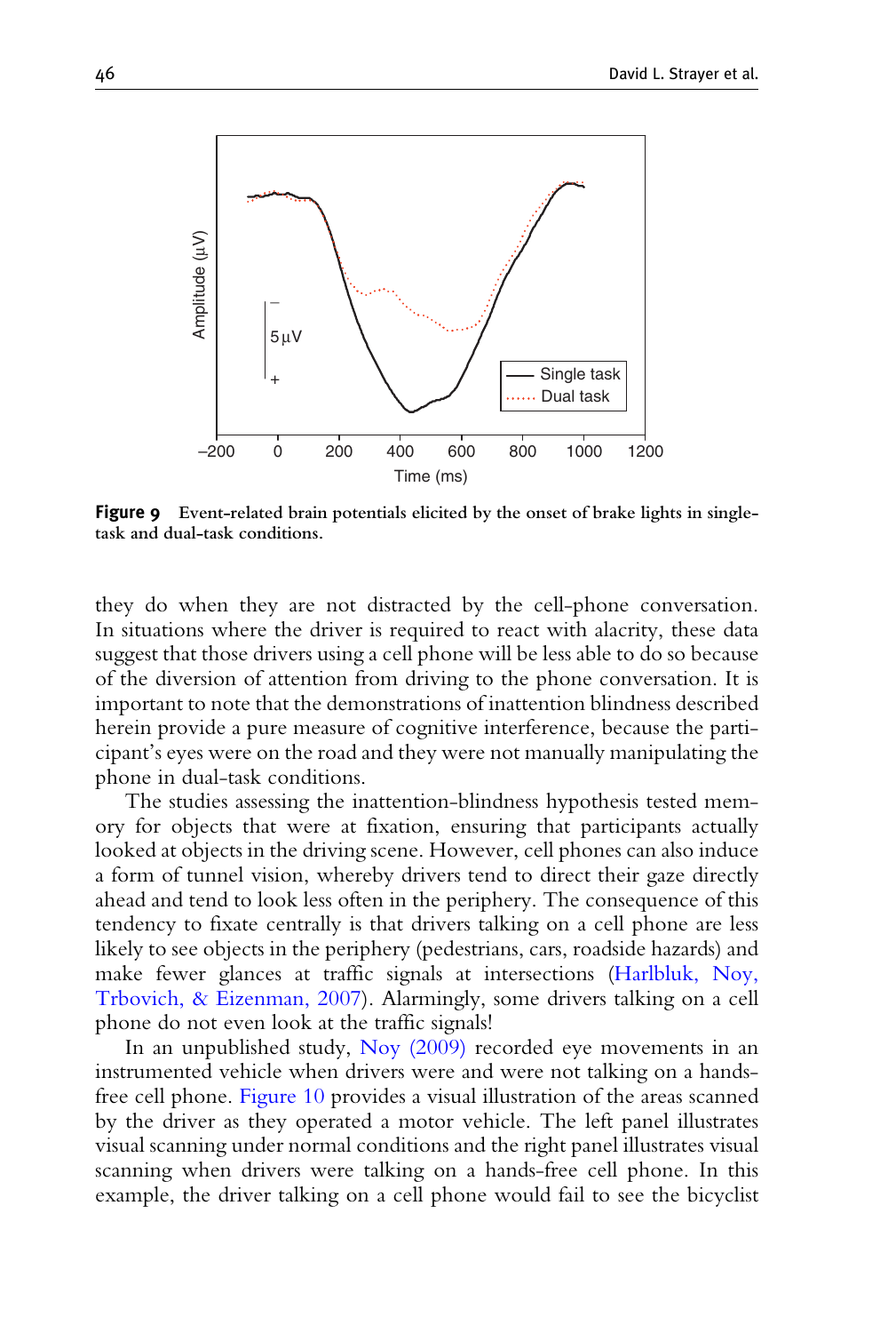Amplitude (μV)

–

5 μV

+

Single task

Dual task

–200 0 200 400 600 800 1000 1200

Time (ms)

**Figure 9** Event-related brain potentials elicited by the onset of brake lights in single-task and dual-task conditions.

they do when they are not distracted by the cell-phone conversation. In situations where the driver is required to react with alacrity, these data suggest that those drivers using a cell phone will be less able to do so because of the diversion of attention from driving to the phone conversation. It is important to note that the demonstrations of inattention blindness described herein provide a pure measure of cognitive interference, because the participant's eyes were on the road and they were not manually manipulating the phone in dual-task conditions.

The studies assessing the inattention-blindness hypothesis tested memory for objects that were at fixation, ensuring that participants actually looked at objects in the driving scene. However, cell phones can also induce a form of tunnel vision, whereby drivers tend to direct their gaze directly ahead and tend to look less often in the periphery. The consequence of this tendency to fixate centrally is that drivers talking on a cell phone are less likely to see objects in the periphery (pedestrians, cars, roadside hazards) and make fewer glances at traffic signals at intersections (Harlbluk, Noy, Trbovich, & Eizenman, 2007). Alarmingly, some drivers talking on a cell phone do not even look at the traffic signals!

In an unpublished study, Noy (2009) recorded eye movements in an instrumented vehicle when drivers were and were not talking on a hands-free cell phone. Figure 10 provides a visual illustration of the areas scanned by the driver as they operated a motor vehicle. The left panel illustrates visual scanning under normal conditions and the right panel illustrates visual scanning when drivers were talking on a hands-free cell phone. In this example, the driver talking on a cell phone would fail to see the bicyclist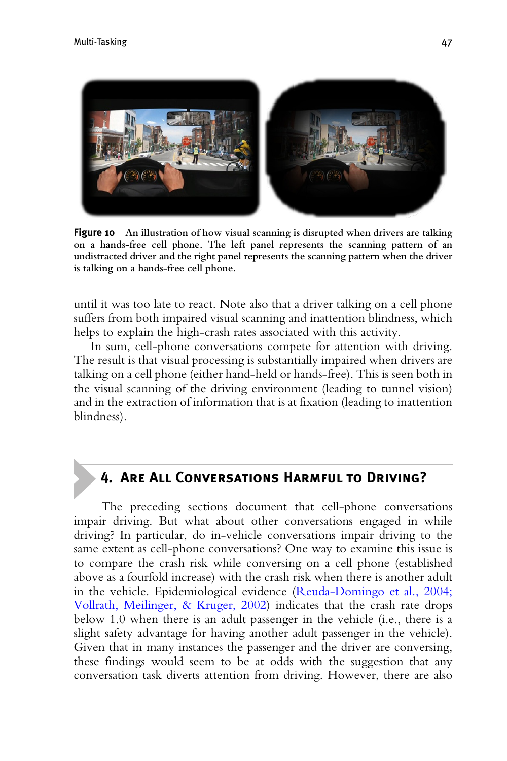**Figure 10** An illustration of how visual scanning is disrupted when drivers are talking on a hands-free cell phone. The left panel represents the scanning pattern of an undistracted driver and the right panel represents the scanning pattern when the driver is talking on a hands-free cell phone.

until it was too late to react. Note also that a driver talking on a cell phone suffers from both impaired visual scanning and inattention blindness, which helps to explain the high-crash rates associated with this activity.

In sum, cell-phone conversations compete for attention with driving. The result is that visual processing is substantially impaired when drivers are talking on a cell phone (either hand-held or hands-free). This is seen both in the visual scanning of the driving environment (leading to tunnel vision) and in the extraction of information that is at fixation (leading to inattention blindness).

## 4. Are All Conversations Harmful to Driving?

The preceding sections document that cell-phone conversations impair driving. But what about other conversations engaged in while driving? In particular, do in-vehicle conversations impair driving to the same extent as cell-phone conversations? One way to examine this issue is to compare the crash risk while conversing on a cell phone (established above as a fourfold increase) with the crash risk when there is another adult in the vehicle. Epidemiological evidence (Reuda-Domingo et al., 2004; Vollrath, Meilinger, & Kruger, 2002) indicates that the crash rate drops below 1.0 when there is an adult passenger in the vehicle (i.e., there is a slight safety advantage for having another adult passenger in the vehicle). Given that in many instances the passenger and the driver are conversing, these findings would seem to be at odds with the suggestion that any conversation task diverts attention from driving. However, there are also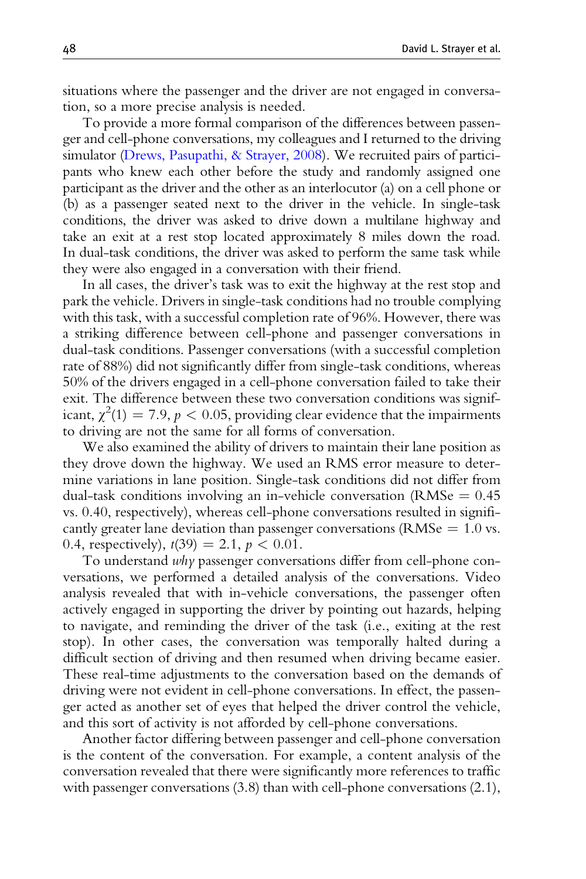situations where the passenger and the driver are not engaged in conversation, so a more precise analysis is needed.

To provide a more formal comparison of the differences between passenger and cell-phone conversations, my colleagues and I returned to the driving simulator (Drews, Pasupathi, & Strayer, 2008). We recruited pairs of participants who knew each other before the study and randomly assigned one participant as the driver and the other as an interlocutor (a) on a cell phone or (b) as a passenger seated next to the driver in the vehicle. In single-task conditions, the driver was asked to drive down a multilane highway and take an exit at a rest stop located approximately 8 miles down the road. In dual-task conditions, the driver was asked to perform the same task while they were also engaged in a conversation with their friend.

In all cases, the driver's task was to exit the highway at the rest stop and park the vehicle. Drivers in single-task conditions had no trouble complying with this task, with a successful completion rate of 96%. However, there was a striking difference between cell-phone and passenger conversations in dual-task conditions. Passenger conversations (with a successful completion rate of 88%) did not significantly differ from single-task conditions, whereas 50% of the drivers engaged in a cell-phone conversation failed to take their exit. The difference between these two conversation conditions was significant, $\chi^2(1) = 7.9$, $p < 0.05$, providing clear evidence that the impairments to driving are not the same for all forms of conversation.

We also examined the ability of drivers to maintain their lane position as they drove down the highway. We used an RMS error measure to determine variations in lane position. Single-task conditions did not differ from dual-task conditions involving an in-vehicle conversation (RMSe = 0.45 vs. 0.40, respectively), whereas cell-phone conversations resulted in significantly greater lane deviation than passenger conversations (RMSe = 1.0 vs. 0.4, respectively), $t(39) = 2.1$, $p < 0.01$.

To understand *why* passenger conversations differ from cell-phone conversations, we performed a detailed analysis of the conversations. Video analysis revealed that with in-vehicle conversations, the passenger often actively engaged in supporting the driver by pointing out hazards, helping to navigate, and reminding the driver of the task (i.e., exiting at the rest stop). In other cases, the conversation was temporally halted during a difficult section of driving and then resumed when driving became easier. These real-time adjustments to the conversation based on the demands of driving were not evident in cell-phone conversations. In effect, the passenger acted as another set of eyes that helped the driver control the vehicle, and this sort of activity is not afforded by cell-phone conversations.

Another factor differing between passenger and cell-phone conversation is the content of the conversation. For example, a content analysis of the conversation revealed that there were significantly more references to traffic with passenger conversations (3.8) than with cell-phone conversations (2.1),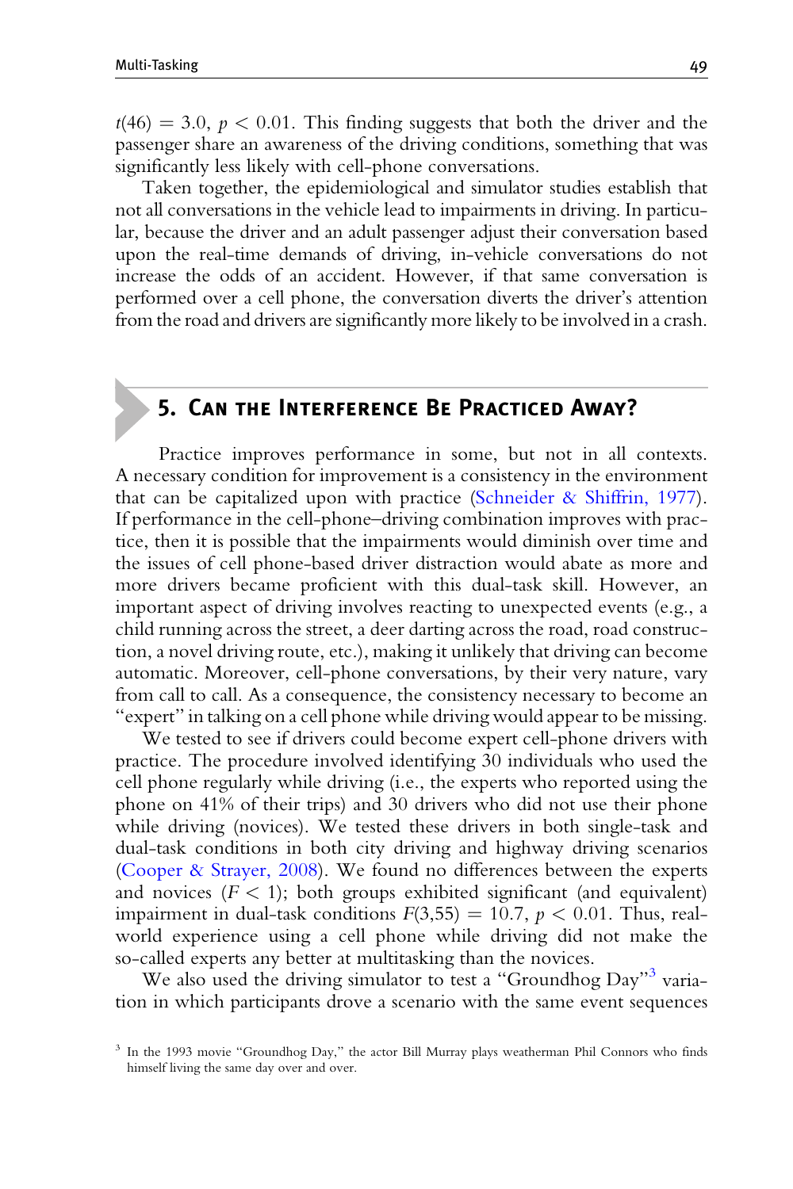$t(46) = 3.0$, $p < 0.01$. This finding suggests that both the driver and the passenger share an awareness of the driving conditions, something that was significantly less likely with cell-phone conversations.

Taken together, the epidemiological and simulator studies establish that not all conversations in the vehicle lead to impairments in driving. In particular, because the driver and an adult passenger adjust their conversation based upon the real-time demands of driving, in-vehicle conversations do not increase the odds of an accident. However, if that same conversation is performed over a cell phone, the conversation diverts the driver's attention from the road and drivers are significantly more likely to be involved in a crash.

## 5. Can the Interference Be Practiced Away?

Practice improves performance in some, but not in all contexts. A necessary condition for improvement is a consistency in the environment that can be capitalized upon with practice (Schneider & Shiffrin, 1977). If performance in the cell-phone–driving combination improves with practice, then it is possible that the impairments would diminish over time and the issues of cell phone-based driver distraction would abate as more and more drivers became proficient with this dual-task skill. However, an important aspect of driving involves reacting to unexpected events (e.g., a child running across the street, a deer darting across the road, road construction, a novel driving route, etc.), making it unlikely that driving can become automatic. Moreover, cell-phone conversations, by their very nature, vary from call to call. As a consequence, the consistency necessary to become an "expert" in talking on a cell phone while driving would appear to be missing.

We tested to see if drivers could become expert cell-phone drivers with practice. The procedure involved identifying 30 individuals who used the cell phone regularly while driving (i.e., the experts who reported using the phone on 41% of their trips) and 30 drivers who did not use their phone while driving (novices). We tested these drivers in both single-task and dual-task conditions in both city driving and highway driving scenarios (Cooper & Strayer, 2008). We found no differences between the experts and novices ($F < 1$); both groups exhibited significant (and equivalent) impairment in dual-task conditions $F(3,55) = 10.7$, $p < 0.01$. Thus, real-world experience using a cell phone while driving did not make the so-called experts any better at multitasking than the novices.

We also used the driving simulator to test a "Groundhog Day"[3] variation in which participants drove a scenario with the same event sequences

[3] In the 1993 movie "Groundhog Day," the actor Bill Murray plays weatherman Phil Connors who finds himself living the same day over and over.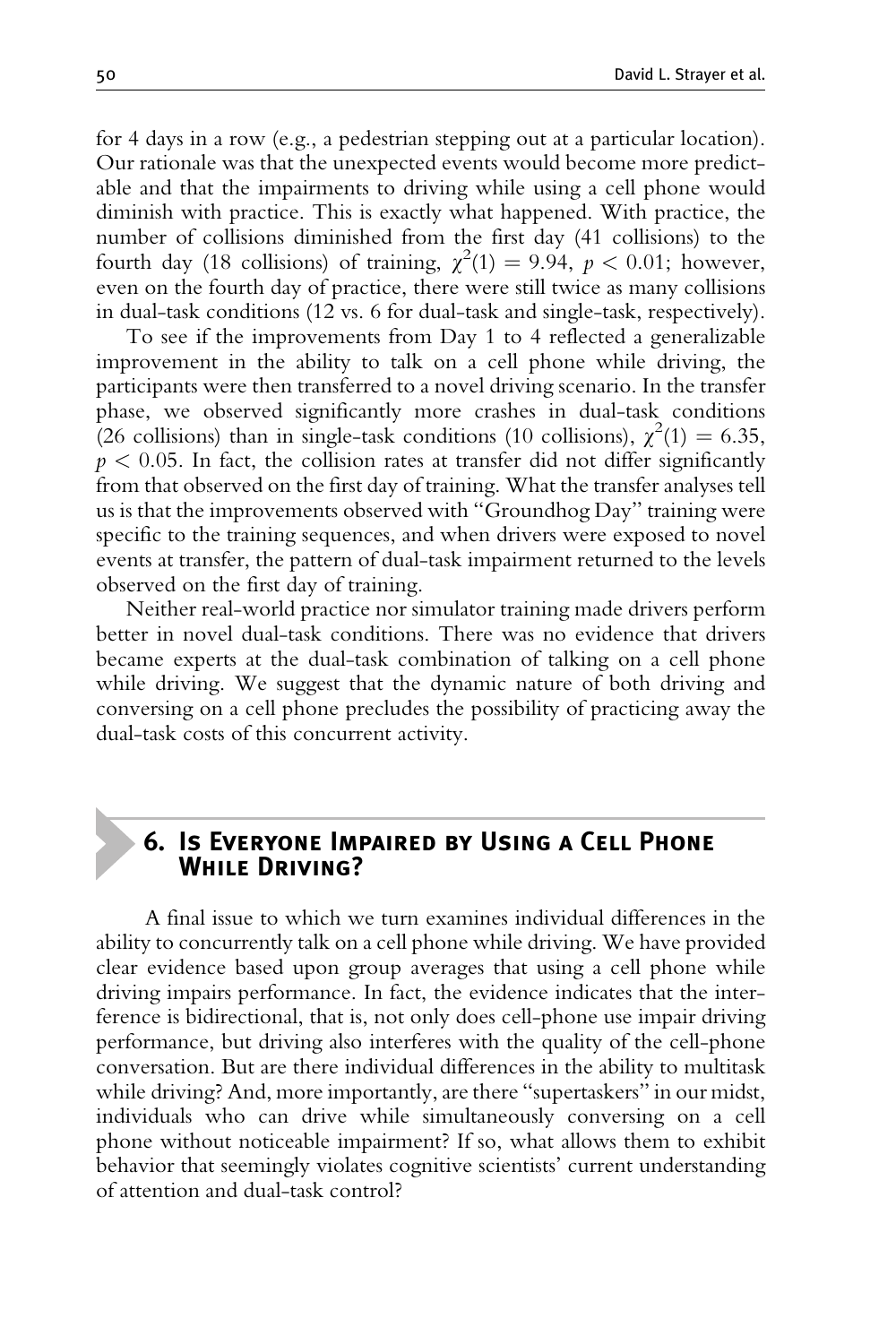for 4 days in a row (e.g., a pedestrian stepping out at a particular location). Our rationale was that the unexpected events would become more predictable and that the impairments to driving while using a cell phone would diminish with practice. This is exactly what happened. With practice, the number of collisions diminished from the first day (41 collisions) to the fourth day (18 collisions) of training, $\chi^2(1) = 9.94$, $p < 0.01$; however, even on the fourth day of practice, there were still twice as many collisions in dual-task conditions (12 vs. 6 for dual-task and single-task, respectively).

To see if the improvements from Day 1 to 4 reflected a generalizable improvement in the ability to talk on a cell phone while driving, the participants were then transferred to a novel driving scenario. In the transfer phase, we observed significantly more crashes in dual-task conditions (26 collisions) than in single-task conditions (10 collisions), $\chi^2(1) = 6.35$, $p < 0.05$. In fact, the collision rates at transfer did not differ significantly from that observed on the first day of training. What the transfer analyses tell us is that the improvements observed with "Groundhog Day" training were specific to the training sequences, and when drivers were exposed to novel events at transfer, the pattern of dual-task impairment returned to the levels observed on the first day of training.

Neither real-world practice nor simulator training made drivers perform better in novel dual-task conditions. There was no evidence that drivers became experts at the dual-task combination of talking on a cell phone while driving. We suggest that the dynamic nature of both driving and conversing on a cell phone precludes the possibility of practicing away the dual-task costs of this concurrent activity.

## 6. Is Everyone Impaired by Using a Cell Phone While Driving?

A final issue to which we turn examines individual differences in the ability to concurrently talk on a cell phone while driving. We have provided clear evidence based upon group averages that using a cell phone while driving impairs performance. In fact, the evidence indicates that the interference is bidirectional, that is, not only does cell-phone use impair driving performance, but driving also interferes with the quality of the cell-phone conversation. But are there individual differences in the ability to multitask while driving? And, more importantly, are there "supertaskers" in our midst, individuals who can drive while simultaneously conversing on a cell phone without noticeable impairment? If so, what allows them to exhibit behavior that seemingly violates cognitive scientists' current understanding of attention and dual-task control?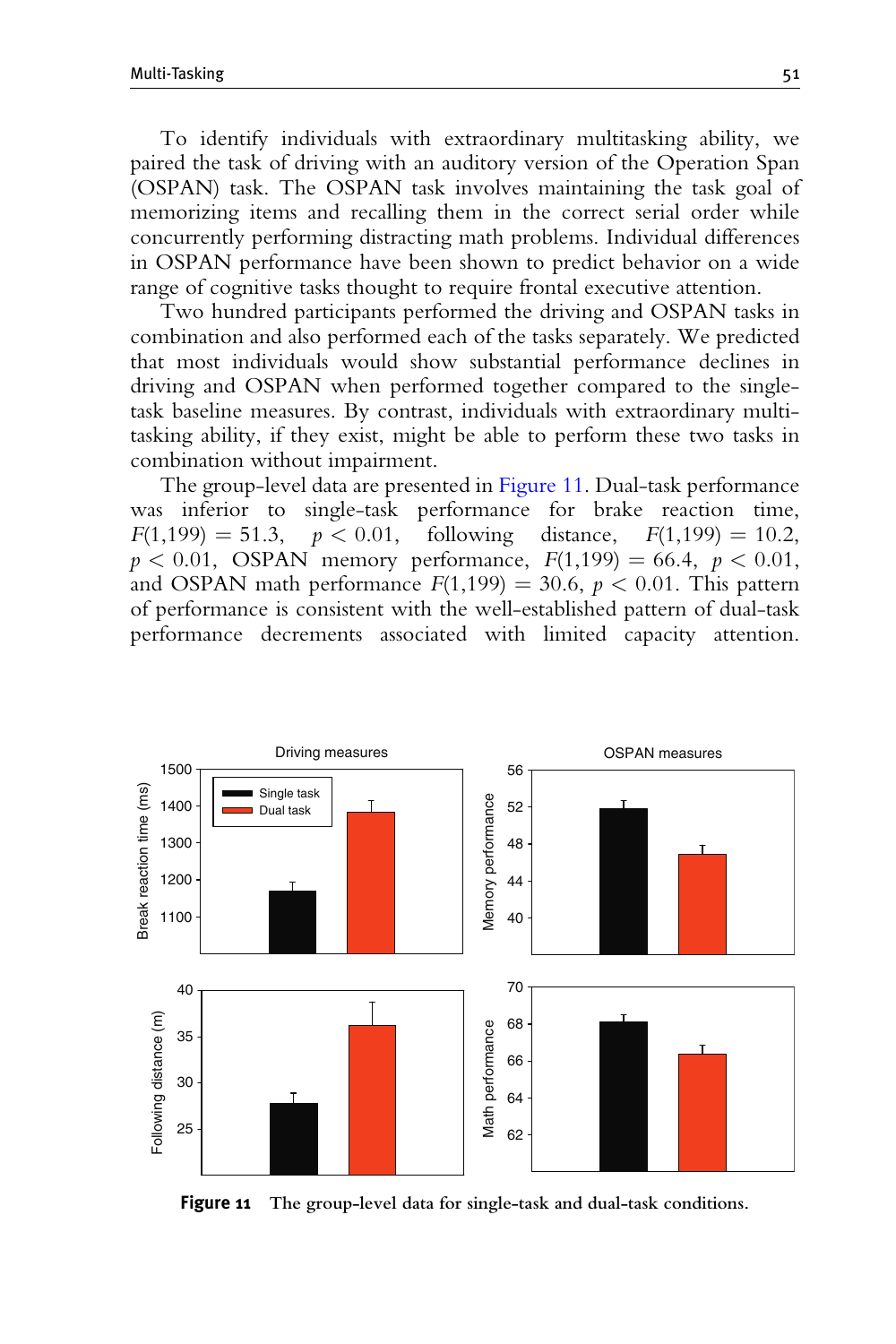To identify individuals with extraordinary multitasking ability, we paired the task of driving with an auditory version of the Operation Span (OSPAN) task. The OSPAN task involves maintaining the task goal of memorizing items and recalling them in the correct serial order while concurrently performing distracting math problems. Individual differences in OSPAN performance have been shown to predict behavior on a wide range of cognitive tasks thought to require frontal executive attention.

Two hundred participants performed the driving and OSPAN tasks in combination and also performed each of the tasks separately. We predicted that most individuals would show substantial performance declines in driving and OSPAN when performed together compared to the single-task baseline measures. By contrast, individuals with extraordinary multi-tasking ability, if they exist, might be able to perform these two tasks in combination without impairment.

The group-level data are presented in Figure 11. Dual-task performance was inferior to single-task performance for brake reaction time, $F(1,199) = 51.3$, $p < 0.01$, following distance, $F(1,199) = 10.2$, $p < 0.01$, OSPAN memory performance, $F(1,199) = 66.4$, $p < 0.01$, and OSPAN math performance $F(1,199) = 30.6$, $p < 0.01$. This pattern of performance is consistent with the well-established pattern of dual-task performance decrements associated with limited capacity attention.

**Figure 11** The group-level data for single-task and dual-task conditions.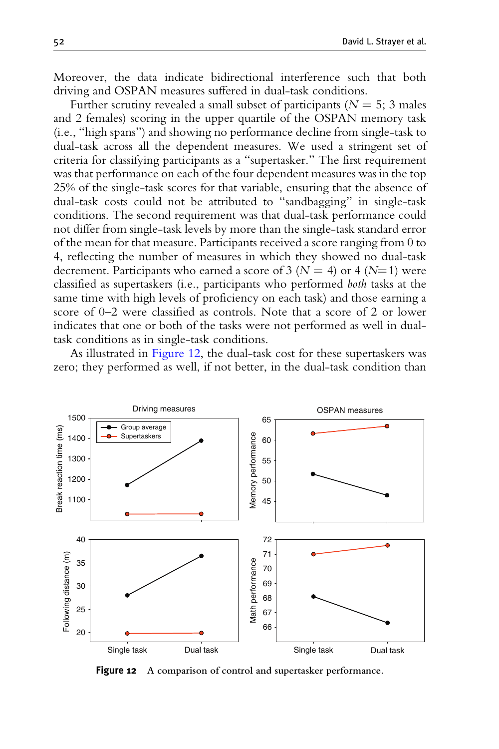Moreover, the data indicate bidirectional interference such that both driving and OSPAN measures suffered in dual-task conditions.

Further scrutiny revealed a small subset of participants ($N = 5$; 3 males and 2 females) scoring in the upper quartile of the OSPAN memory task (i.e., "high spans") and showing no performance decline from single-task to dual-task across all the dependent measures. We used a stringent set of criteria for classifying participants as a "supertasker." The first requirement was that performance on each of the four dependent measures was in the top 25% of the single-task scores for that variable, ensuring that the absence of dual-task costs could not be attributed to "sandbagging" in single-task conditions. The second requirement was that dual-task performance could not differ from single-task levels by more than the single-task standard error of the mean for that measure. Participants received a score ranging from 0 to 4, reflecting the number of measures in which they showed no dual-task decrement. Participants who earned a score of 3 ($N = 4$) or 4 ($N=1$) were classified as supertaskers (i.e., participants who performed *both* tasks at the same time with high levels of proficiency on each task) and those earning a score of 0–2 were classified as controls. Note that a score of 2 or lower indicates that one or both of the tasks were not performed as well in dual-task conditions as in single-task conditions.

As illustrated in Figure 12, the dual-task cost for these supertaskers was zero; they performed as well, if not better, in the dual-task condition than

**Figure 12** A comparison of control and supertasker performance.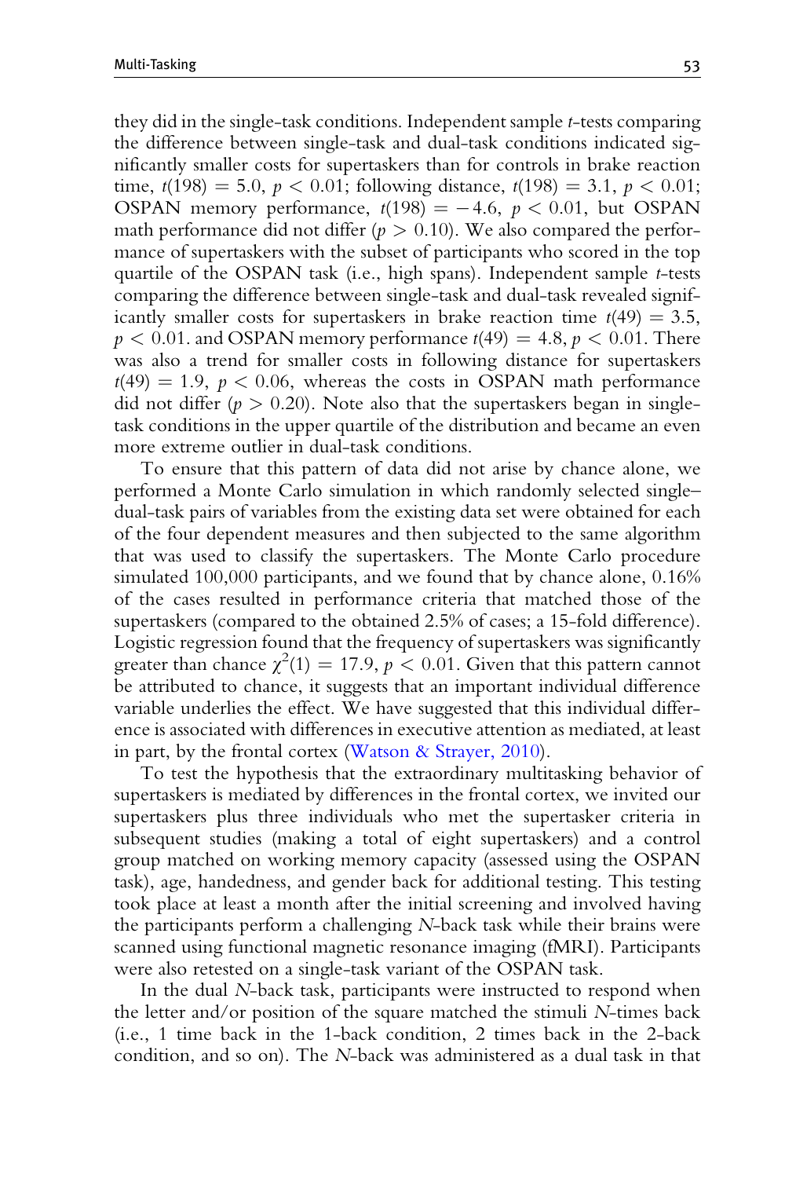they did in the single-task conditions. Independent sample *t*-tests comparing the difference between single-task and dual-task conditions indicated significantly smaller costs for supertaskers than for controls in brake reaction time, $t(198) = 5.0$, $p < 0.01$; following distance, $t(198) = 3.1$, $p < 0.01$; OSPAN memory performance, $t(198) = -4.6$, $p < 0.01$, but OSPAN math performance did not differ ($p > 0.10$). We also compared the performance of supertaskers with the subset of participants who scored in the top quartile of the OSPAN task (i.e., high spans). Independent sample *t*-tests comparing the difference between single-task and dual-task revealed significantly smaller costs for supertaskers in brake reaction time $t(49) = 3.5$, $p < 0.01$. and OSPAN memory performance $t(49) = 4.8$, $p < 0.01$. There was also a trend for smaller costs in following distance for supertaskers $t(49) = 1.9$, $p < 0.06$, whereas the costs in OSPAN math performance did not differ ($p > 0.20$). Note also that the supertaskers began in single-task conditions in the upper quartile of the distribution and became an even more extreme outlier in dual-task conditions.

To ensure that this pattern of data did not arise by chance alone, we performed a Monte Carlo simulation in which randomly selected single–dual-task pairs of variables from the existing data set were obtained for each of the four dependent measures and then subjected to the same algorithm that was used to classify the supertaskers. The Monte Carlo procedure simulated 100,000 participants, and we found that by chance alone, 0.16% of the cases resulted in performance criteria that matched those of the supertaskers (compared to the obtained 2.5% of cases; a 15-fold difference). Logistic regression found that the frequency of supertaskers was significantly greater than chance $\chi^2(1) = 17.9$, $p < 0.01$. Given that this pattern cannot be attributed to chance, it suggests that an important individual difference variable underlies the effect. We have suggested that this individual difference is associated with differences in executive attention as mediated, at least in part, by the frontal cortex (Watson & Strayer, 2010).

To test the hypothesis that the extraordinary multitasking behavior of supertaskers is mediated by differences in the frontal cortex, we invited our supertaskers plus three individuals who met the supertasker criteria in subsequent studies (making a total of eight supertaskers) and a control group matched on working memory capacity (assessed using the OSPAN task), age, handedness, and gender back for additional testing. This testing took place at least a month after the initial screening and involved having the participants perform a challenging *N*-back task while their brains were scanned using functional magnetic resonance imaging (fMRI). Participants were also retested on a single-task variant of the OSPAN task.

In the dual *N*-back task, participants were instructed to respond when the letter and/or position of the square matched the stimuli *N*-times back (i.e., 1 time back in the 1-back condition, 2 times back in the 2-back condition, and so on). The *N*-back was administered as a dual task in that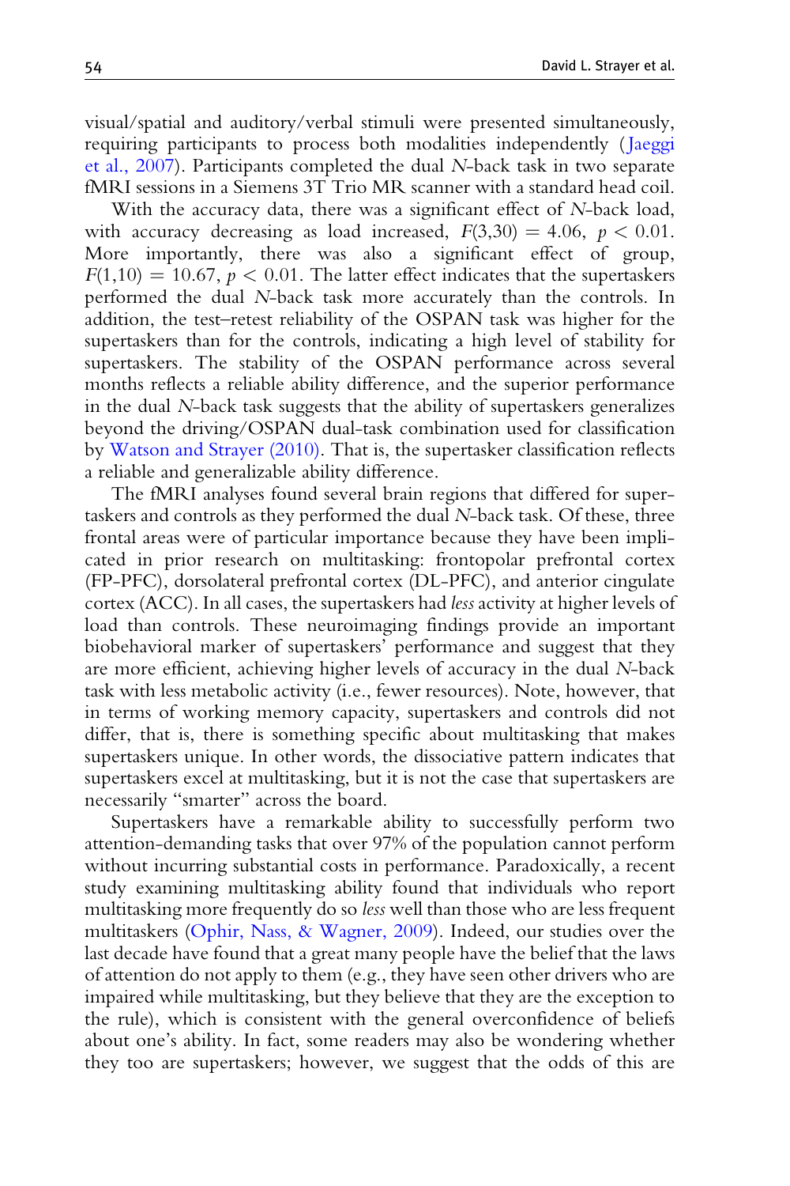visual/spatial and auditory/verbal stimuli were presented simultaneously, requiring participants to process both modalities independently (Jaeggi et al., 2007). Participants completed the dual *N*-back task in two separate fMRI sessions in a Siemens 3T Trio MR scanner with a standard head coil.

With the accuracy data, there was a significant effect of *N*-back load, with accuracy decreasing as load increased, $F(3,30) = 4.06$, $p < 0.01$. More importantly, there was also a significant effect of group, $F(1,10) = 10.67$, $p < 0.01$. The latter effect indicates that the supertaskers performed the dual *N*-back task more accurately than the controls. In addition, the test–retest reliability of the OSPAN task was higher for the supertaskers than for the controls, indicating a high level of stability for supertaskers. The stability of the OSPAN performance across several months reflects a reliable ability difference, and the superior performance in the dual *N*-back task suggests that the ability of supertaskers generalizes beyond the driving/OSPAN dual-task combination used for classification by Watson and Strayer (2010). That is, the supertasker classification reflects a reliable and generalizable ability difference.

The fMRI analyses found several brain regions that differed for supertaskers and controls as they performed the dual *N*-back task. Of these, three frontal areas were of particular importance because they have been implicated in prior research on multitasking: frontopolar prefrontal cortex (FP-PFC), dorsolateral prefrontal cortex (DL-PFC), and anterior cingulate cortex (ACC). In all cases, the supertaskers had *less* activity at higher levels of load than controls. These neuroimaging findings provide an important biobehavioral marker of supertaskers' performance and suggest that they are more efficient, achieving higher levels of accuracy in the dual *N*-back task with less metabolic activity (i.e., fewer resources). Note, however, that in terms of working memory capacity, supertaskers and controls did not differ, that is, there is something specific about multitasking that makes supertaskers unique. In other words, the dissociative pattern indicates that supertaskers excel at multitasking, but it is not the case that supertaskers are necessarily "smarter" across the board.

Supertaskers have a remarkable ability to successfully perform two attention-demanding tasks that over 97% of the population cannot perform without incurring substantial costs in performance. Paradoxically, a recent study examining multitasking ability found that individuals who report multitasking more frequently do so *less* well than those who are less frequent multitaskers (Ophir, Nass, & Wagner, 2009). Indeed, our studies over the last decade have found that a great many people have the belief that the laws of attention do not apply to them (e.g., they have seen other drivers who are impaired while multitasking, but they believe that they are the exception to the rule), which is consistent with the general overconfidence of beliefs about one's ability. In fact, some readers may also be wondering whether they too are supertaskers; however, we suggest that the odds of this are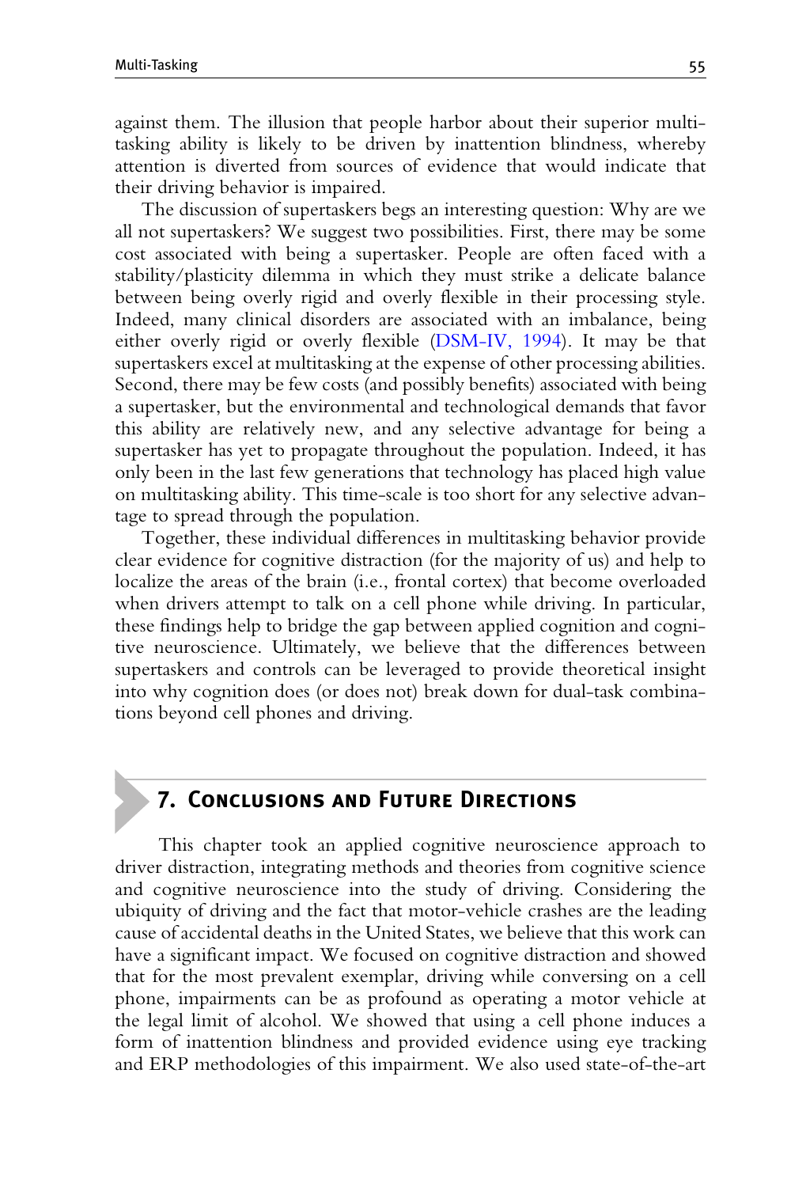against them. The illusion that people harbor about their superior multitasking ability is likely to be driven by inattention blindness, whereby attention is diverted from sources of evidence that would indicate that their driving behavior is impaired.

The discussion of supertaskers begs an interesting question: Why are we all not supertaskers? We suggest two possibilities. First, there may be some cost associated with being a supertasker. People are often faced with a stability/plasticity dilemma in which they must strike a delicate balance between being overly rigid and overly flexible in their processing style. Indeed, many clinical disorders are associated with an imbalance, being either overly rigid or overly flexible (DSM-IV, 1994). It may be that supertaskers excel at multitasking at the expense of other processing abilities. Second, there may be few costs (and possibly benefits) associated with being a supertasker, but the environmental and technological demands that favor this ability are relatively new, and any selective advantage for being a supertasker has yet to propagate throughout the population. Indeed, it has only been in the last few generations that technology has placed high value on multitasking ability. This time-scale is too short for any selective advantage to spread through the population.

Together, these individual differences in multitasking behavior provide clear evidence for cognitive distraction (for the majority of us) and help to localize the areas of the brain (i.e., frontal cortex) that become overloaded when drivers attempt to talk on a cell phone while driving. In particular, these findings help to bridge the gap between applied cognition and cognitive neuroscience. Ultimately, we believe that the differences between supertaskers and controls can be leveraged to provide theoretical insight into why cognition does (or does not) break down for dual-task combinations beyond cell phones and driving.

## 7. Conclusions and Future Directions

This chapter took an applied cognitive neuroscience approach to driver distraction, integrating methods and theories from cognitive science and cognitive neuroscience into the study of driving. Considering the ubiquity of driving and the fact that motor-vehicle crashes are the leading cause of accidental deaths in the United States, we believe that this work can have a significant impact. We focused on cognitive distraction and showed that for the most prevalent exemplar, driving while conversing on a cell phone, impairments can be as profound as operating a motor vehicle at the legal limit of alcohol. We showed that using a cell phone induces a form of inattention blindness and provided evidence using eye tracking and ERP methodologies of this impairment. We also used state-of-the-art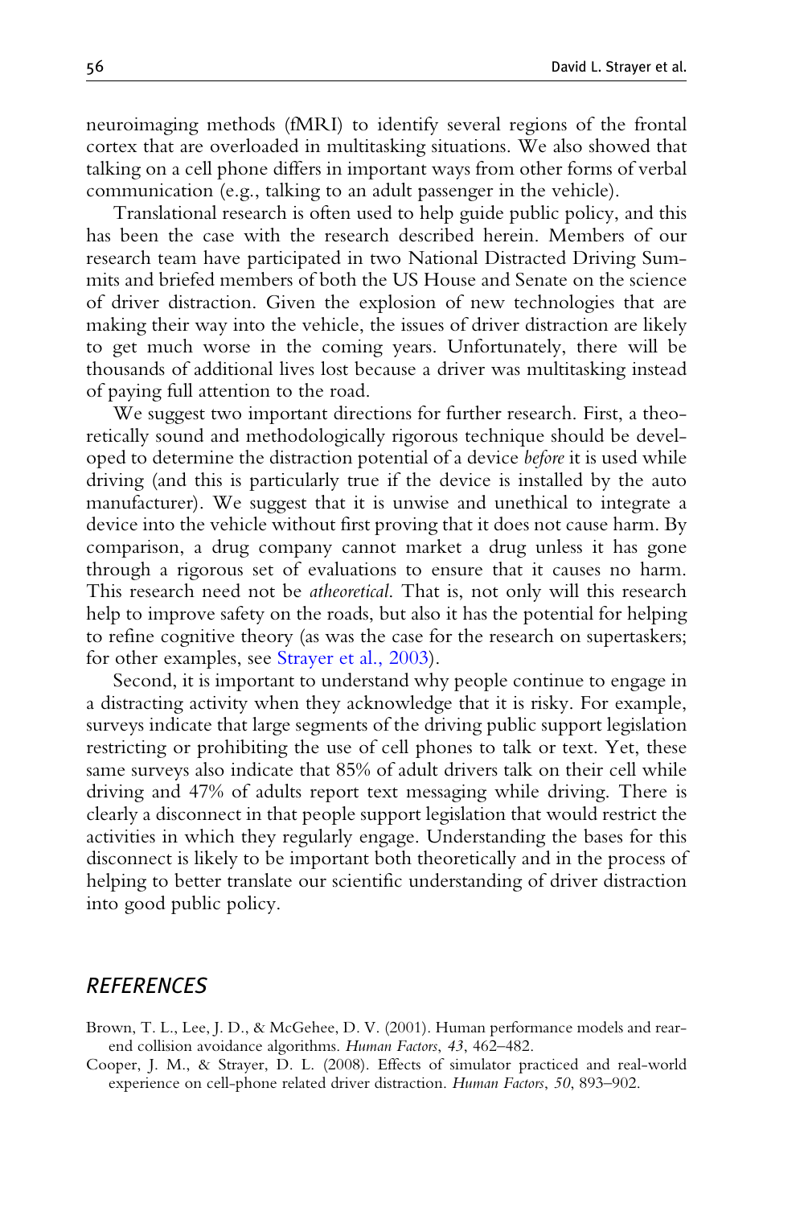neuroimaging methods (fMRI) to identify several regions of the frontal cortex that are overloaded in multitasking situations. We also showed that talking on a cell phone differs in important ways from other forms of verbal communication (e.g., talking to an adult passenger in the vehicle).

Translational research is often used to help guide public policy, and this has been the case with the research described herein. Members of our research team have participated in two National Distracted Driving Summits and briefed members of both the US House and Senate on the science of driver distraction. Given the explosion of new technologies that are making their way into the vehicle, the issues of driver distraction are likely to get much worse in the coming years. Unfortunately, there will be thousands of additional lives lost because a driver was multitasking instead of paying full attention to the road.

We suggest two important directions for further research. First, a theoretically sound and methodologically rigorous technique should be developed to determine the distraction potential of a device *before* it is used while driving (and this is particularly true if the device is installed by the auto manufacturer). We suggest that it is unwise and unethical to integrate a device into the vehicle without first proving that it does not cause harm. By comparison, a drug company cannot market a drug unless it has gone through a rigorous set of evaluations to ensure that it causes no harm. This research need not be *atheoretical*. That is, not only will this research help to improve safety on the roads, but also it has the potential for helping to refine cognitive theory (as was the case for the research on supertaskers; for other examples, see Strayer et al., 2003).

Second, it is important to understand why people continue to engage in a distracting activity when they acknowledge that it is risky. For example, surveys indicate that large segments of the driving public support legislation restricting or prohibiting the use of cell phones to talk or text. Yet, these same surveys also indicate that 85% of adult drivers talk on their cell while driving and 47% of adults report text messaging while driving. There is clearly a disconnect in that people support legislation that would restrict the activities in which they regularly engage. Understanding the bases for this disconnect is likely to be important both theoretically and in the process of helping to better translate our scientific understanding of driver distraction into good public policy.

## REFERENCES

Brown, T. L., Lee, J. D., & McGehee, D. V. (2001). Human performance models and rear-end collision avoidance algorithms. *Human Factors*, *43*, 462–482.

Cooper, J. M., & Strayer, D. L. (2008). Effects of simulator practiced and real-world experience on cell-phone related driver distraction. *Human Factors*, *50*, 893–902.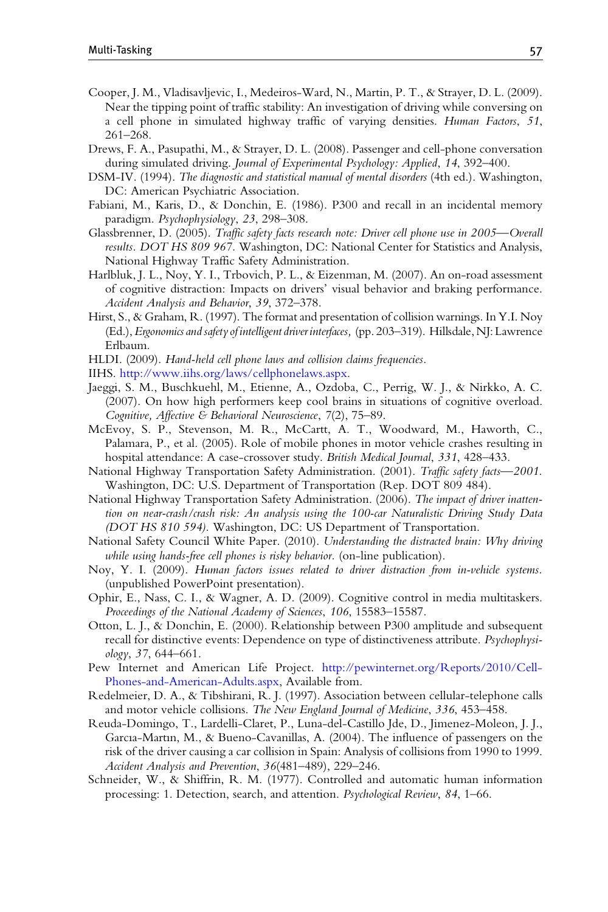Cooper, J. M., Vladisavljevic, I., Medeiros-Ward, N., Martin, P. T., & Strayer, D. L. (2009). Near the tipping point of traffic stability: An investigation of driving while conversing on a cell phone in simulated highway traffic of varying densities. *Human Factors*, *51*, 261–268.

Drews, F. A., Pasupathi, M., & Strayer, D. L. (2008). Passenger and cell-phone conversation during simulated driving. *Journal of Experimental Psychology: Applied*, *14*, 392–400.

DSM-IV. (1994). *The diagnostic and statistical manual of mental disorders* (4th ed.). Washington, DC: American Psychiatric Association.

Fabiani, M., Karis, D., & Donchin, E. (1986). P300 and recall in an incidental memory paradigm. *Psychophysiology*, *23*, 298–308.

Glassbrenner, D. (2005). *Traffic safety facts research note: Driver cell phone use in 2005—Overall results. DOT HS 809 967.* Washington, DC: National Center for Statistics and Analysis, National Highway Traffic Safety Administration.

Harlbluk, J. L., Noy, Y. I., Trbovich, P. L., & Eizenman, M. (2007). An on-road assessment of cognitive distraction: Impacts on drivers' visual behavior and braking performance. *Accident Analysis and Behavior*, *39*, 372–378.

Hirst, S., & Graham, R. (1997). The format and presentation of collision warnings. In Y.I. Noy (Ed.), *Ergonomics and safety of intelligent driver interfaces,* (pp. 203–319). Hillsdale, NJ: Lawrence Erlbaum.

HLDI. (2009). *Hand-held cell phone laws and collision claims frequencies.*

IIHS. http://www.iihs.org/laws/cellphonelaws.aspx.

Jaeggi, S. M., Buschkuehl, M., Etienne, A., Ozdoba, C., Perrig, W. J., & Nirkko, A. C. (2007). On how high performers keep cool brains in situations of cognitive overload. *Cognitive, Affective & Behavioral Neuroscience*, 7(2), 75–89.

McEvoy, S. P., Stevenson, M. R., McCartt, A. T., Woodward, M., Haworth, C., Palamara, P., et al. (2005). Role of mobile phones in motor vehicle crashes resulting in hospital attendance: A case-crossover study. *British Medical Journal*, *331*, 428–433.

National Highway Transportation Safety Administration. (2001). *Traffic safety facts—2001.* Washington, DC: U.S. Department of Transportation (Rep. DOT 809 484).

National Highway Transportation Safety Administration. (2006). *The impact of driver inattention on near-crash/crash risk: An analysis using the 100-car Naturalistic Driving Study Data (DOT HS 810 594).* Washington, DC: US Department of Transportation.

National Safety Council White Paper. (2010). *Understanding the distracted brain: Why driving while using hands-free cell phones is risky behavior.* (on-line publication).

Noy, Y. I. (2009). *Human factors issues related to driver distraction from in-vehicle systems.* (unpublished PowerPoint presentation).

Ophir, E., Nass, C. I., & Wagner, A. D. (2009). Cognitive control in media multitaskers. *Proceedings of the National Academy of Sciences*, *106*, 15583–15587.

Otton, L. J., & Donchin, E. (2000). Relationship between P300 amplitude and subsequent recall for distinctive events: Dependence on type of distinctiveness attribute. *Psychophysiology*, *37*, 644–661.

Pew Internet and American Life Project. http://pewinternet.org/Reports/2010/Cell-Phones-and-American-Adults.aspx, Available from.

Redelmeier, D. A., & Tibshirani, R. J. (1997). Association between cellular-telephone calls and motor vehicle collisions. *The New England Journal of Medicine*, *336*, 453–458.

Reuda-Domingo, T., Lardelli-Claret, P., Luna-del-Castillo Jde, D., Jimenez-Moleon, J. J., Garcıa-Martın, M., & Bueno-Cavanillas, A. (2004). The influence of passengers on the risk of the driver causing a car collision in Spain: Analysis of collisions from 1990 to 1999. *Accident Analysis and Prevention*, *36*(481–489), 229–246.

Schneider, W., & Shiffrin, R. M. (1977). Controlled and automatic human information processing: 1. Detection, search, and attention. *Psychological Review*, *84*, 1–66.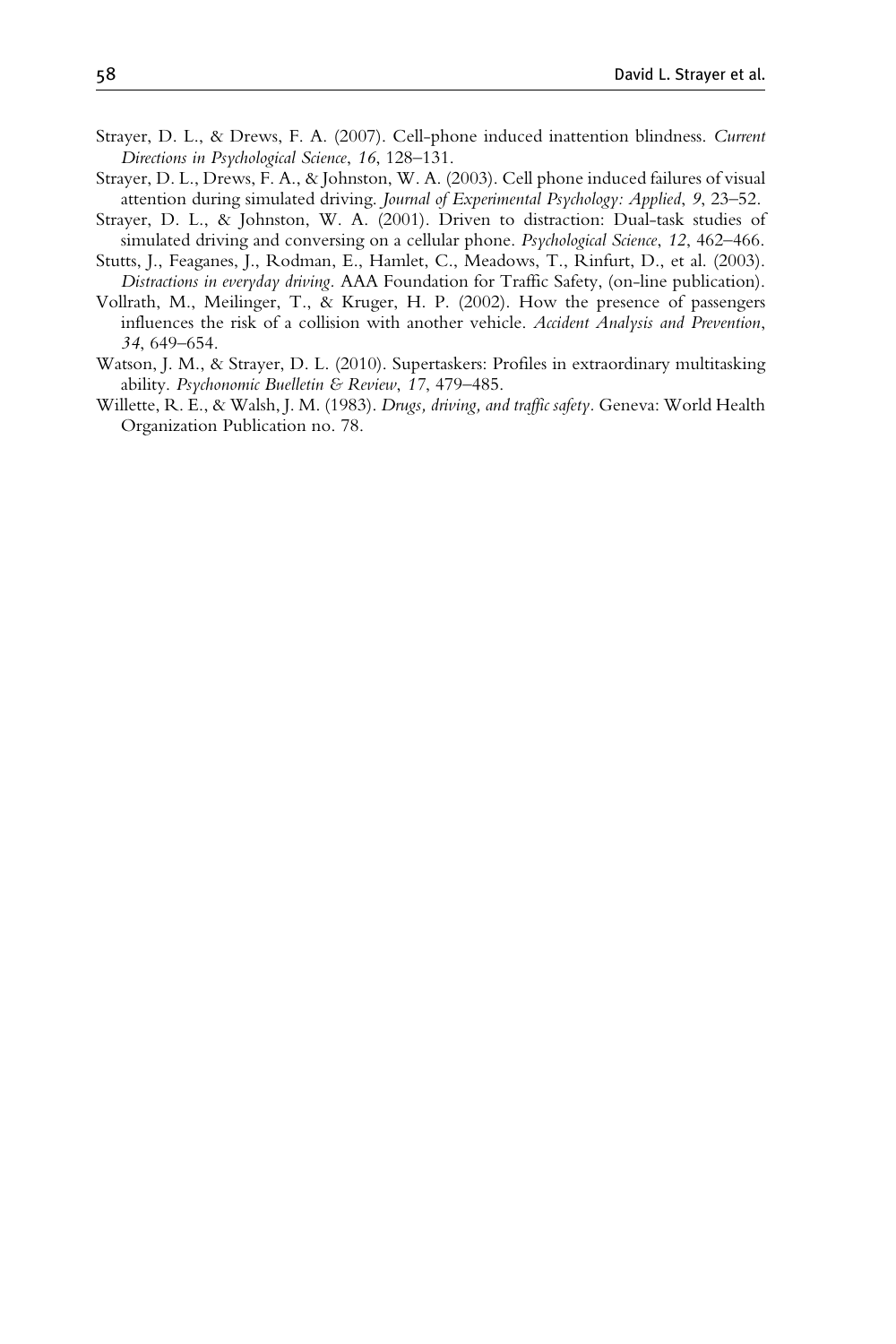Strayer, D. L., & Drews, F. A. (2007). Cell-phone induced inattention blindness. *Current Directions in Psychological Science*, *16*, 128–131.

Strayer, D. L., Drews, F. A., & Johnston, W. A. (2003). Cell phone induced failures of visual attention during simulated driving. *Journal of Experimental Psychology: Applied*, *9*, 23–52.

Strayer, D. L., & Johnston, W. A. (2001). Driven to distraction: Dual-task studies of simulated driving and conversing on a cellular phone. *Psychological Science*, *12*, 462–466.

Stutts, J., Feaganes, J., Rodman, E., Hamlet, C., Meadows, T., Rinfurt, D., et al. (2003). *Distractions in everyday driving*. AAA Foundation for Traffic Safety, (on-line publication).

Vollrath, M., Meilinger, T., & Kruger, H. P. (2002). How the presence of passengers influences the risk of a collision with another vehicle. *Accident Analysis and Prevention*, *34*, 649–654.

Watson, J. M., & Strayer, D. L. (2010). Supertaskers: Profiles in extraordinary multitasking ability. *Psychonomic Buelletin & Review*, *17*, 479–485.

Willette, R. E., & Walsh, J. M. (1983). *Drugs, driving, and traffic safety*. Geneva: World Health Organization Publication no. 78.